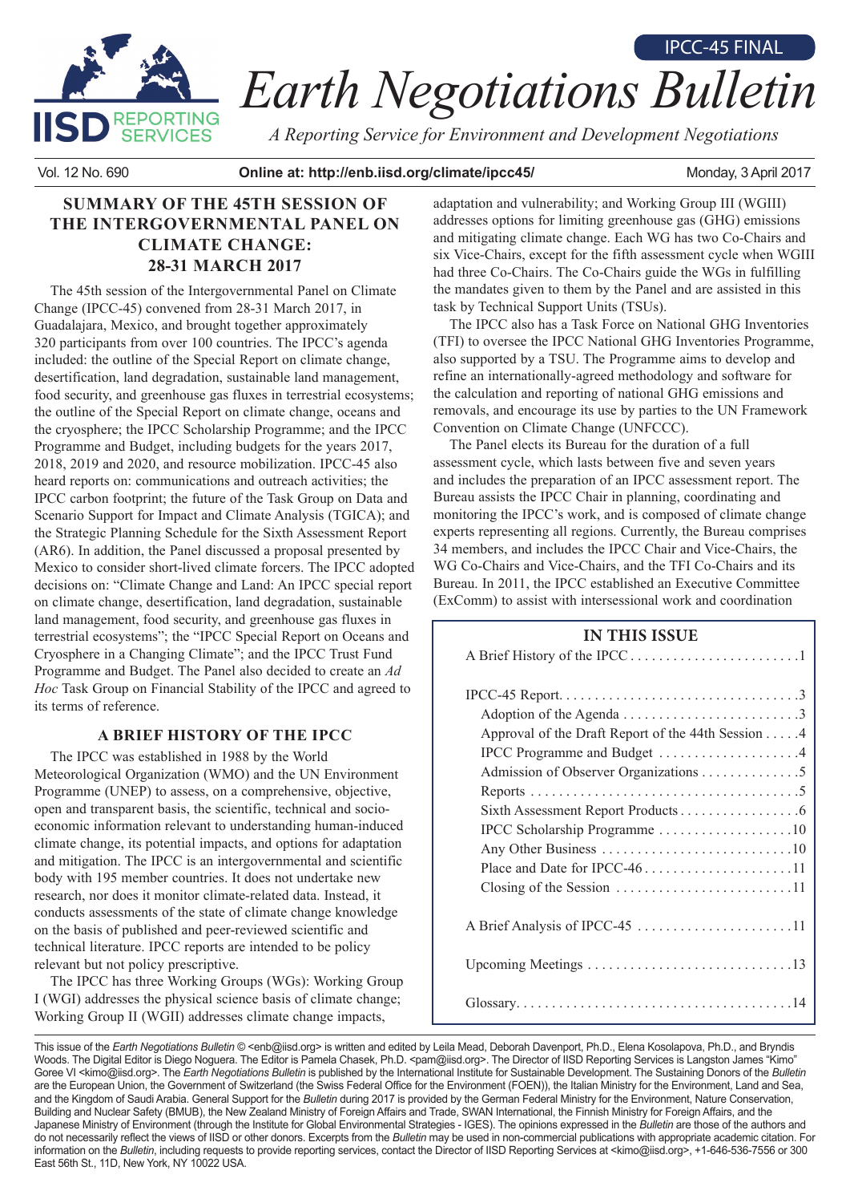IPCC-45 FINAL

# Earth Negotiations Bulletin

*A Reporting Service for Environment and Development Negotiations*

Vol. 12 No. 690 **Online at: http://enb.iisd.org/climate/ipcc45/** Monday, 3 April 2017

## SUMMARY OF THE 45TH SESSION OF THE INTERGOVERNMENTAL PANEL ON CLIMATE CHANGE: 28-31 MARCH 2017

The 45th session of the Intergovernmental Panel on Climate Change (IPCC-45) convened from 28-31 March 2017, in Guadalajara, Mexico, and brought together approximately 320 participants from over 100 countries. The IPCC's agenda included: the outline of the Special Report on climate change, desertification, land degradation, sustainable land management, food security, and greenhouse gas fluxes in terrestrial ecosystems; the outline of the Special Report on climate change, oceans and the cryosphere; the IPCC Scholarship Programme; and the IPCC Programme and Budget, including budgets for the years 2017, 2018, 2019 and 2020, and resource mobilization. IPCC-45 also heard reports on: communications and outreach activities; the IPCC carbon footprint; the future of the Task Group on Data and Scenario Support for Impact and Climate Analysis (TGICA); and the Strategic Planning Schedule for the Sixth Assessment Report (AR6). In addition, the Panel discussed a proposal presented by Mexico to consider short-lived climate forcers. The IPCC adopted decisions on: "Climate Change and Land: An IPCC special report on climate change, desertification, land degradation, sustainable land management, food security, and greenhouse gas fluxes in terrestrial ecosystems"; the "IPCC Special Report on Oceans and Cryosphere in a Changing Climate"; and the IPCC Trust Fund Programme and Budget. The Panel also decided to create an *Ad Hoc* Task Group on Financial Stability of the IPCC and agreed to its terms of reference.

## A BRIEF HISTORY OF THE IPCC

The IPCC was established in 1988 by the World Meteorological Organization (WMO) and the UN Environment Programme (UNEP) to assess, on a comprehensive, objective, open and transparent basis, the scientific, technical and socio-economic information relevant to understanding human-induced climate change, its potential impacts, and options for adaptation and mitigation. The IPCC is an intergovernmental and scientific body with 195 member countries. It does not undertake new research, nor does it monitor climate-related data. Instead, it conducts assessments of the state of climate change knowledge on the basis of published and peer-reviewed scientific and technical literature. IPCC reports are intended to be policy relevant but not policy prescriptive.

The IPCC has three Working Groups (WGs): Working Group I (WGI) addresses the physical science basis of climate change; Working Group II (WGII) addresses climate change impacts, adaptation and vulnerability; and Working Group III (WGIII) addresses options for limiting greenhouse gas (GHG) emissions and mitigating climate change. Each WG has two Co-Chairs and six Vice-Chairs, except for the fifth assessment cycle when WGIII had three Co-Chairs. The Co-Chairs guide the WGs in fulfilling the mandates given to them by the Panel and are assisted in this task by Technical Support Units (TSUs).

The IPCC also has a Task Force on National GHG Inventories (TFI) to oversee the IPCC National GHG Inventories Programme, also supported by a TSU. The Programme aims to develop and refine an internationally-agreed methodology and software for the calculation and reporting of national GHG emissions and removals, and encourage its use by parties to the UN Framework Convention on Climate Change (UNFCCC).

The Panel elects its Bureau for the duration of a full assessment cycle, which lasts between five and seven years and includes the preparation of an IPCC assessment report. The Bureau assists the IPCC Chair in planning, coordinating and monitoring the IPCC's work, and is composed of climate change experts representing all regions. Currently, the Bureau comprises 34 members, and includes the IPCC Chair and Vice-Chairs, the WG Co-Chairs and Vice-Chairs, and the TFI Co-Chairs and its Bureau. In 2011, the IPCC established an Executive Committee (ExComm) to assist with intersessional work and coordination

### IN THIS ISSUE

| | |
|---|---|
| A Brief History of the IPCC | 1 |
| IPCC-45 Report | 3 |
| Adoption of the Agenda | 3 |
| Approval of the Draft Report of the 44th Session | 4 |
| IPCC Programme and Budget | 4 |
| Admission of Observer Organizations | 5 |
| Reports | 5 |
| Sixth Assessment Report Products | 6 |
| IPCC Scholarship Programme | 10 |
| Any Other Business | 10 |
| Place and Date for IPCC-46 | 11 |
| Closing of the Session | 11 |
| A Brief Analysis of IPCC-45 | 11 |
| Upcoming Meetings | 13 |
| Glossary | 14 |

This issue of the *Earth Negotiations Bulletin* © <enb@iisd.org> is written and edited by Leila Mead, Deborah Davenport, Ph.D., Elena Kosolapova, Ph.D., and Bryndis Woods. The Digital Editor is Diego Noguera. The Editor is Pamela Chasek, Ph.D. <pam@iisd.org>. The Director of IISD Reporting Services is Langston James "Kimo" Goree VI <kimo@iisd.org>. The *Earth Negotiations Bulletin* is published by the International Institute for Sustainable Development. The Sustaining Donors of the *Bulletin* are the European Union, the Government of Switzerland (the Swiss Federal Office for the Environment (FOEN)), the Italian Ministry for the Environment, Land and Sea, and the Kingdom of Saudi Arabia. General Support for the *Bulletin* during 2017 is provided by the German Federal Ministry for the Environment, Nature Conservation, Building and Nuclear Safety (BMUB), the New Zealand Ministry of Foreign Affairs and Trade, SWAN International, the Finnish Ministry for Foreign Affairs, and the Japanese Ministry of Environment (through the Institute for Global Environmental Strategies - IGES). The opinions expressed in the *Bulletin* are those of the authors and do not necessarily reflect the views of IISD or other donors. Excerpts from the *Bulletin* may be used in non-commercial publications with appropriate academic citation. For information on the *Bulletin*, including requests to provide reporting services, contact the Director of IISD Reporting Services at <kimo@iisd.org>, +1-646-536-7556 or 300 East 56th St., 11D, New York, NY 10022 USA.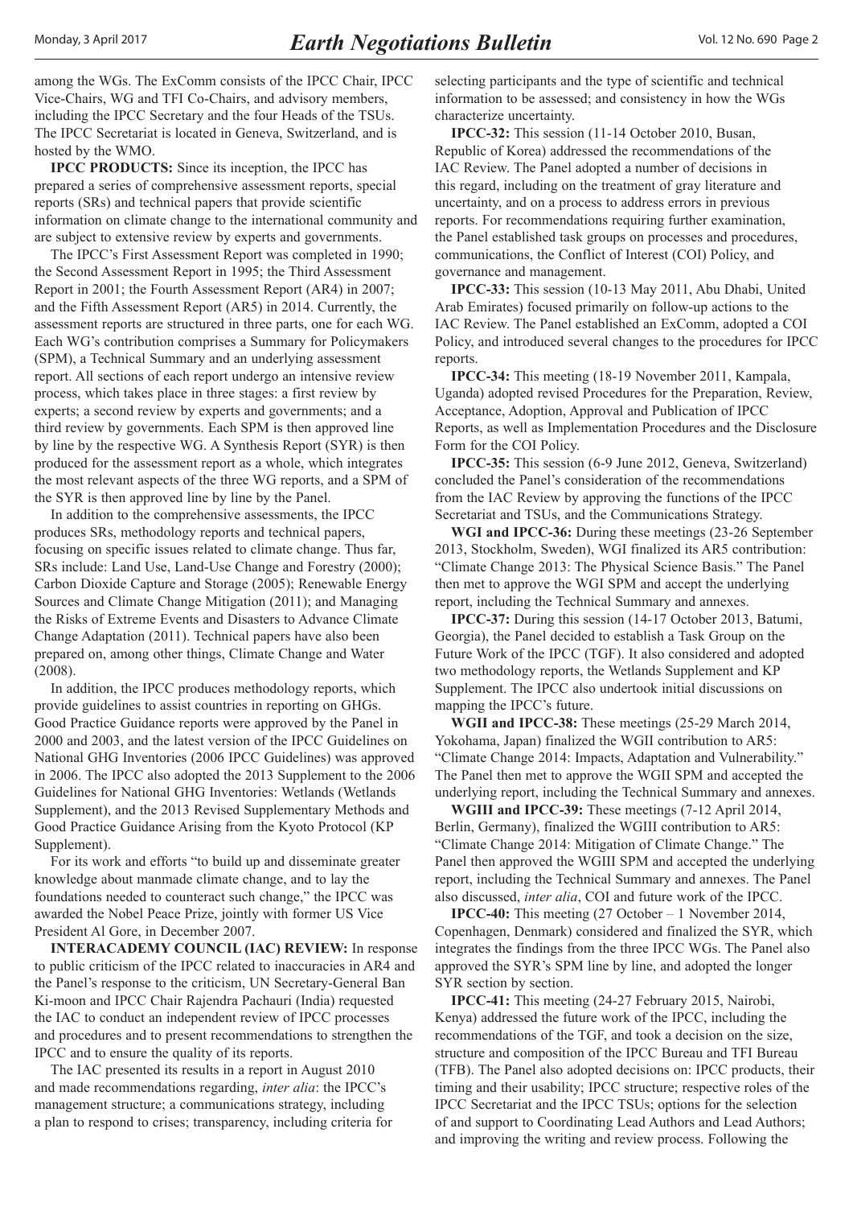among the WGs. The ExComm consists of the IPCC Chair, IPCC Vice-Chairs, WG and TFI Co-Chairs, and advisory members, including the IPCC Secretary and the four Heads of the TSUs. The IPCC Secretariat is located in Geneva, Switzerland, and is hosted by the WMO.

**IPCC PRODUCTS:** Since its inception, the IPCC has prepared a series of comprehensive assessment reports, special reports (SRs) and technical papers that provide scientific information on climate change to the international community and are subject to extensive review by experts and governments.

The IPCC's First Assessment Report was completed in 1990; the Second Assessment Report in 1995; the Third Assessment Report in 2001; the Fourth Assessment Report (AR4) in 2007; and the Fifth Assessment Report (AR5) in 2014. Currently, the assessment reports are structured in three parts, one for each WG. Each WG's contribution comprises a Summary for Policymakers (SPM), a Technical Summary and an underlying assessment report. All sections of each report undergo an intensive review process, which takes place in three stages: a first review by experts; a second review by experts and governments; and a third review by governments. Each SPM is then approved line by line by the respective WG. A Synthesis Report (SYR) is then produced for the assessment report as a whole, which integrates the most relevant aspects of the three WG reports, and a SPM of the SYR is then approved line by line by the Panel.

In addition to the comprehensive assessments, the IPCC produces SRs, methodology reports and technical papers, focusing on specific issues related to climate change. Thus far, SRs include: Land Use, Land-Use Change and Forestry (2000); Carbon Dioxide Capture and Storage (2005); Renewable Energy Sources and Climate Change Mitigation (2011); and Managing the Risks of Extreme Events and Disasters to Advance Climate Change Adaptation (2011). Technical papers have also been prepared on, among other things, Climate Change and Water (2008).

In addition, the IPCC produces methodology reports, which provide guidelines to assist countries in reporting on GHGs. Good Practice Guidance reports were approved by the Panel in 2000 and 2003, and the latest version of the IPCC Guidelines on National GHG Inventories (2006 IPCC Guidelines) was approved in 2006. The IPCC also adopted the 2013 Supplement to the 2006 Guidelines for National GHG Inventories: Wetlands (Wetlands Supplement), and the 2013 Revised Supplementary Methods and Good Practice Guidance Arising from the Kyoto Protocol (KP Supplement).

For its work and efforts "to build up and disseminate greater knowledge about manmade climate change, and to lay the foundations needed to counteract such change," the IPCC was awarded the Nobel Peace Prize, jointly with former US Vice President Al Gore, in December 2007.

**INTERACADEMY COUNCIL (IAC) REVIEW:** In response to public criticism of the IPCC related to inaccuracies in AR4 and the Panel's response to the criticism, UN Secretary-General Ban Ki-moon and IPCC Chair Rajendra Pachauri (India) requested the IAC to conduct an independent review of IPCC processes and procedures and to present recommendations to strengthen the IPCC and to ensure the quality of its reports.

The IAC presented its results in a report in August 2010 and made recommendations regarding, *inter alia*: the IPCC's management structure; a communications strategy, including a plan to respond to crises; transparency, including criteria for selecting participants and the type of scientific and technical information to be assessed; and consistency in how the WGs characterize uncertainty.

**IPCC-32:** This session (11-14 October 2010, Busan, Republic of Korea) addressed the recommendations of the IAC Review. The Panel adopted a number of decisions in this regard, including on the treatment of gray literature and uncertainty, and on a process to address errors in previous reports. For recommendations requiring further examination, the Panel established task groups on processes and procedures, communications, the Conflict of Interest (COI) Policy, and governance and management.

**IPCC-33:** This session (10-13 May 2011, Abu Dhabi, United Arab Emirates) focused primarily on follow-up actions to the IAC Review. The Panel established an ExComm, adopted a COI Policy, and introduced several changes to the procedures for IPCC reports.

**IPCC-34:** This meeting (18-19 November 2011, Kampala, Uganda) adopted revised Procedures for the Preparation, Review, Acceptance, Adoption, Approval and Publication of IPCC Reports, as well as Implementation Procedures and the Disclosure Form for the COI Policy.

**IPCC-35:** This session (6-9 June 2012, Geneva, Switzerland) concluded the Panel's consideration of the recommendations from the IAC Review by approving the functions of the IPCC Secretariat and TSUs, and the Communications Strategy.

**WGI and IPCC-36:** During these meetings (23-26 September 2013, Stockholm, Sweden), WGI finalized its AR5 contribution: "Climate Change 2013: The Physical Science Basis." The Panel then met to approve the WGI SPM and accept the underlying report, including the Technical Summary and annexes.

**IPCC-37:** During this session (14-17 October 2013, Batumi, Georgia), the Panel decided to establish a Task Group on the Future Work of the IPCC (TGF). It also considered and adopted two methodology reports, the Wetlands Supplement and KP Supplement. The IPCC also undertook initial discussions on mapping the IPCC's future.

**WGII and IPCC-38:** These meetings (25-29 March 2014, Yokohama, Japan) finalized the WGII contribution to AR5: "Climate Change 2014: Impacts, Adaptation and Vulnerability." The Panel then met to approve the WGII SPM and accepted the underlying report, including the Technical Summary and annexes.

**WGIII and IPCC-39:** These meetings (7-12 April 2014, Berlin, Germany), finalized the WGIII contribution to AR5: "Climate Change 2014: Mitigation of Climate Change." The Panel then approved the WGIII SPM and accepted the underlying report, including the Technical Summary and annexes. The Panel also discussed, *inter alia*, COI and future work of the IPCC.

**IPCC-40:** This meeting (27 October – 1 November 2014, Copenhagen, Denmark) considered and finalized the SYR, which integrates the findings from the three IPCC WGs. The Panel also approved the SYR's SPM line by line, and adopted the longer SYR section by section.

**IPCC-41:** This meeting (24-27 February 2015, Nairobi, Kenya) addressed the future work of the IPCC, including the recommendations of the TGF, and took a decision on the size, structure and composition of the IPCC Bureau and TFI Bureau (TFB). The Panel also adopted decisions on: IPCC products, their timing and their usability; IPCC structure; respective roles of the IPCC Secretariat and the IPCC TSUs; options for the selection of and support to Coordinating Lead Authors and Lead Authors; and improving the writing and review process. Following the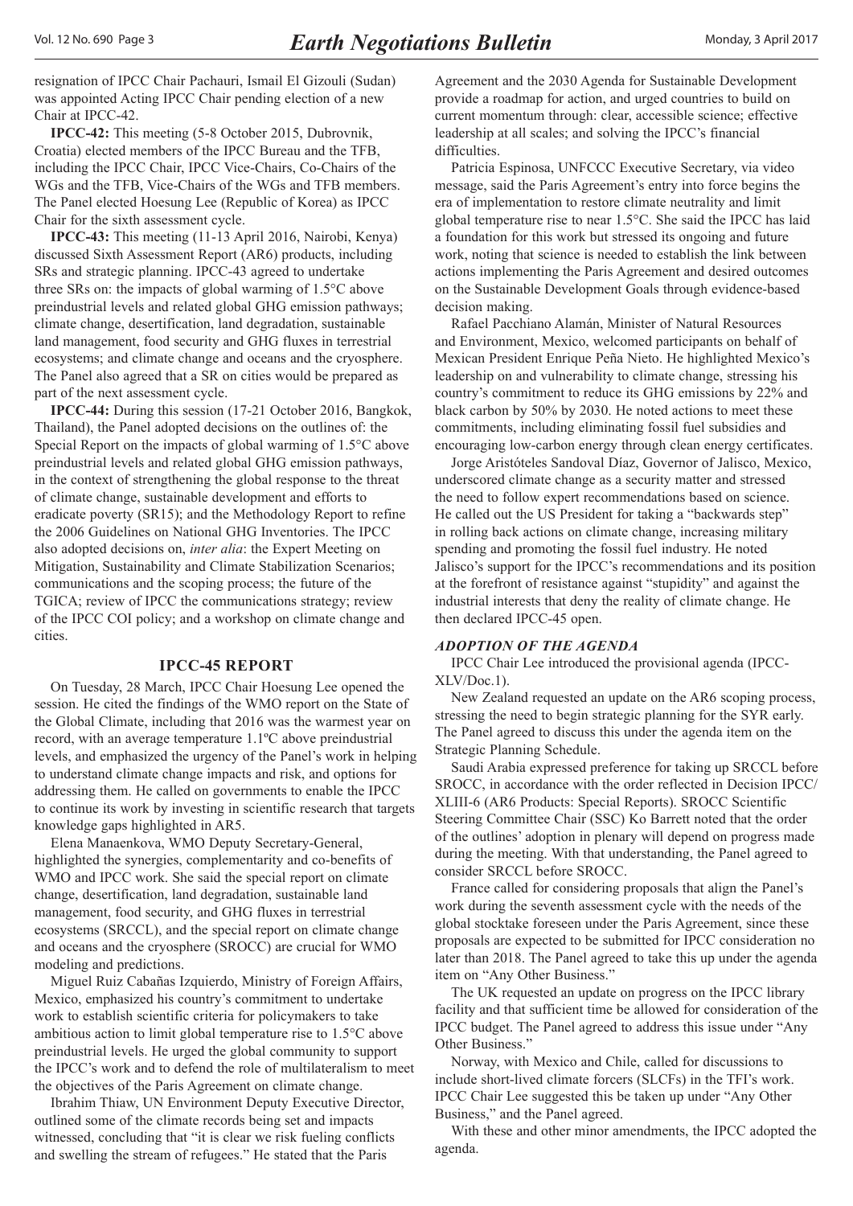resignation of IPCC Chair Pachauri, Ismail El Gizouli (Sudan) was appointed Acting IPCC Chair pending election of a new Chair at IPCC-42.

**IPCC-42:** This meeting (5-8 October 2015, Dubrovnik, Croatia) elected members of the IPCC Bureau and the TFB, including the IPCC Chair, IPCC Vice-Chairs, Co-Chairs of the WGs and the TFB, Vice-Chairs of the WGs and TFB members. The Panel elected Hoesung Lee (Republic of Korea) as IPCC Chair for the sixth assessment cycle.

**IPCC-43:** This meeting (11-13 April 2016, Nairobi, Kenya) discussed Sixth Assessment Report (AR6) products, including SRs and strategic planning. IPCC-43 agreed to undertake three SRs on: the impacts of global warming of 1.5°C above preindustrial levels and related global GHG emission pathways; climate change, desertification, land degradation, sustainable land management, food security and GHG fluxes in terrestrial ecosystems; and climate change and oceans and the cryosphere. The Panel also agreed that a SR on cities would be prepared as part of the next assessment cycle.

**IPCC-44:** During this session (17-21 October 2016, Bangkok, Thailand), the Panel adopted decisions on the outlines of: the Special Report on the impacts of global warming of 1.5°C above preindustrial levels and related global GHG emission pathways, in the context of strengthening the global response to the threat of climate change, sustainable development and efforts to eradicate poverty (SR15); and the Methodology Report to refine the 2006 Guidelines on National GHG Inventories. The IPCC also adopted decisions on, *inter alia*: the Expert Meeting on Mitigation, Sustainability and Climate Stabilization Scenarios; communications and the scoping process; the future of the TGICA; review of IPCC the communications strategy; review of the IPCC COI policy; and a workshop on climate change and cities.

## IPCC-45 REPORT

On Tuesday, 28 March, IPCC Chair Hoesung Lee opened the session. He cited the findings of the WMO report on the State of the Global Climate, including that 2016 was the warmest year on record, with an average temperature 1.1ºC above preindustrial levels, and emphasized the urgency of the Panel's work in helping to understand climate change impacts and risk, and options for addressing them. He called on governments to enable the IPCC to continue its work by investing in scientific research that targets knowledge gaps highlighted in AR5.

Elena Manaenkova, WMO Deputy Secretary-General, highlighted the synergies, complementarity and co-benefits of WMO and IPCC work. She said the special report on climate change, desertification, land degradation, sustainable land management, food security, and GHG fluxes in terrestrial ecosystems (SRCCL), and the special report on climate change and oceans and the cryosphere (SROCC) are crucial for WMO modeling and predictions.

Miguel Ruiz Cabañas Izquierdo, Ministry of Foreign Affairs, Mexico, emphasized his country's commitment to undertake work to establish scientific criteria for policymakers to take ambitious action to limit global temperature rise to 1.5°C above preindustrial levels. He urged the global community to support the IPCC's work and to defend the role of multilateralism to meet the objectives of the Paris Agreement on climate change.

Ibrahim Thiaw, UN Environment Deputy Executive Director, outlined some of the climate records being set and impacts witnessed, concluding that "it is clear we risk fueling conflicts and swelling the stream of refugees." He stated that the Paris Agreement and the 2030 Agenda for Sustainable Development provide a roadmap for action, and urged countries to build on current momentum through: clear, accessible science; effective leadership at all scales; and solving the IPCC's financial difficulties.

Patricia Espinosa, UNFCCC Executive Secretary, via video message, said the Paris Agreement's entry into force begins the era of implementation to restore climate neutrality and limit global temperature rise to near 1.5°C. She said the IPCC has laid a foundation for this work but stressed its ongoing and future work, noting that science is needed to establish the link between actions implementing the Paris Agreement and desired outcomes on the Sustainable Development Goals through evidence-based decision making.

Rafael Pacchiano Alamán, Minister of Natural Resources and Environment, Mexico, welcomed participants on behalf of Mexican President Enrique Peña Nieto. He highlighted Mexico's leadership on and vulnerability to climate change, stressing his country's commitment to reduce its GHG emissions by 22% and black carbon by 50% by 2030. He noted actions to meet these commitments, including eliminating fossil fuel subsidies and encouraging low-carbon energy through clean energy certificates.

Jorge Aristóteles Sandoval Díaz, Governor of Jalisco, Mexico, underscored climate change as a security matter and stressed the need to follow expert recommendations based on science. He called out the US President for taking a "backwards step" in rolling back actions on climate change, increasing military spending and promoting the fossil fuel industry. He noted Jalisco's support for the IPCC's recommendations and its position at the forefront of resistance against "stupidity" and against the industrial interests that deny the reality of climate change. He then declared IPCC-45 open.

### *ADOPTION OF THE AGENDA*

IPCC Chair Lee introduced the provisional agenda (IPCC-XLV/Doc.1).

New Zealand requested an update on the AR6 scoping process, stressing the need to begin strategic planning for the SYR early. The Panel agreed to discuss this under the agenda item on the Strategic Planning Schedule.

Saudi Arabia expressed preference for taking up SRCCL before SROCC, in accordance with the order reflected in Decision IPCC/XLIII-6 (AR6 Products: Special Reports). SROCC Scientific Steering Committee Chair (SSC) Ko Barrett noted that the order of the outlines' adoption in plenary will depend on progress made during the meeting. With that understanding, the Panel agreed to consider SRCCL before SROCC.

France called for considering proposals that align the Panel's work during the seventh assessment cycle with the needs of the global stocktake foreseen under the Paris Agreement, since these proposals are expected to be submitted for IPCC consideration no later than 2018. The Panel agreed to take this up under the agenda item on "Any Other Business."

The UK requested an update on progress on the IPCC library facility and that sufficient time be allowed for consideration of the IPCC budget. The Panel agreed to address this issue under "Any Other Business."

Norway, with Mexico and Chile, called for discussions to include short-lived climate forcers (SLCFs) in the TFI's work. IPCC Chair Lee suggested this be taken up under "Any Other Business," and the Panel agreed.

With these and other minor amendments, the IPCC adopted the agenda.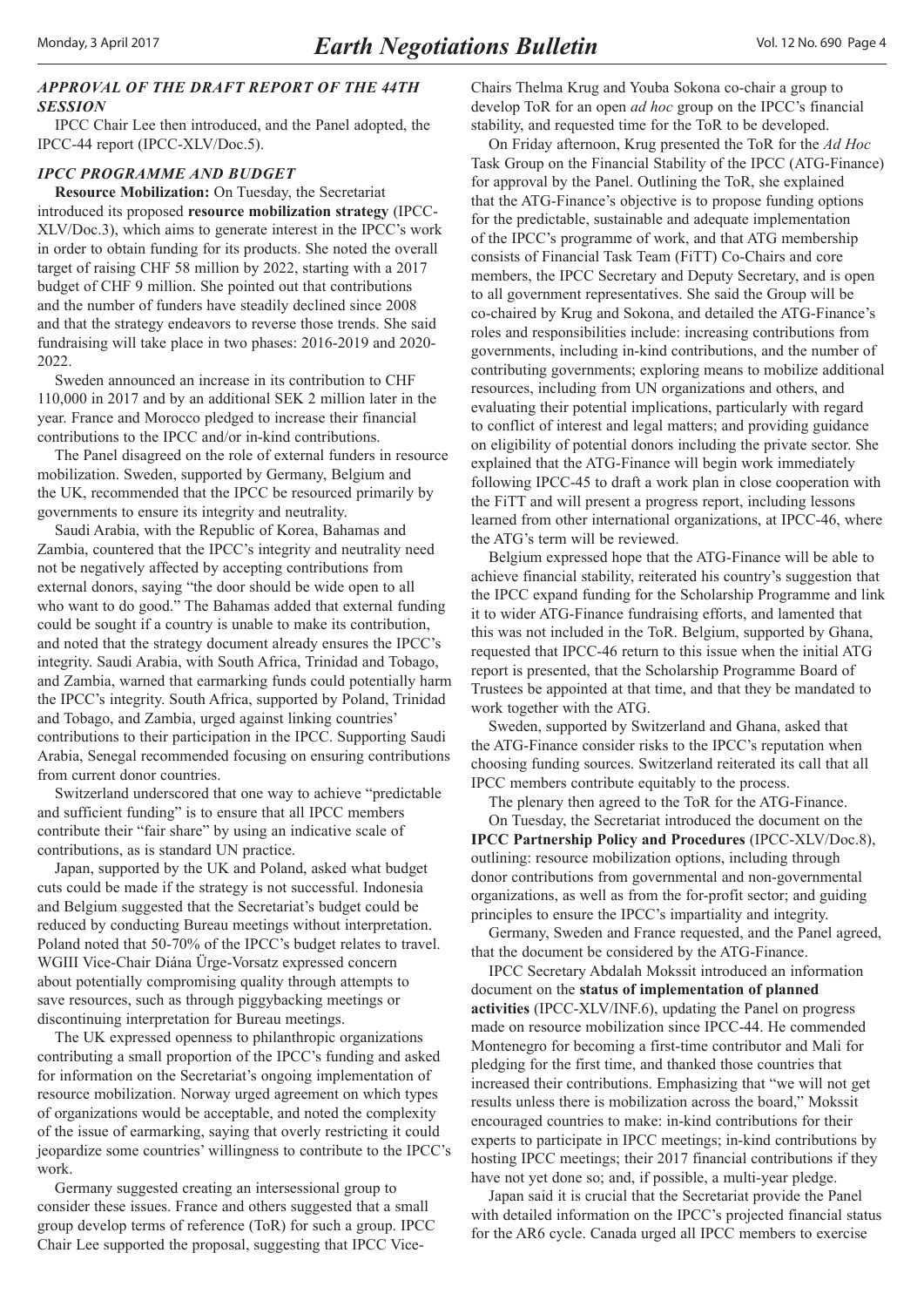### *APPROVAL OF THE DRAFT REPORT OF THE 44TH SESSION*

IPCC Chair Lee then introduced, and the Panel adopted, the IPCC-44 report (IPCC-XLV/Doc.5).

### *IPCC PROGRAMME AND BUDGET*

**Resource Mobilization:** On Tuesday, the Secretariat introduced its proposed **resource mobilization strategy** (IPCC-XLV/Doc.3), which aims to generate interest in the IPCC's work in order to obtain funding for its products. She noted the overall target of raising CHF 58 million by 2022, starting with a 2017 budget of CHF 9 million. She pointed out that contributions and the number of funders have steadily declined since 2008 and that the strategy endeavors to reverse those trends. She said fundraising will take place in two phases: 2016-2019 and 2020-2022.

Sweden announced an increase in its contribution to CHF 110,000 in 2017 and by an additional SEK 2 million later in the year. France and Morocco pledged to increase their financial contributions to the IPCC and/or in-kind contributions.

The Panel disagreed on the role of external funders in resource mobilization. Sweden, supported by Germany, Belgium and the UK, recommended that the IPCC be resourced primarily by governments to ensure its integrity and neutrality.

Saudi Arabia, with the Republic of Korea, Bahamas and Zambia, countered that the IPCC's integrity and neutrality need not be negatively affected by accepting contributions from external donors, saying "the door should be wide open to all who want to do good." The Bahamas added that external funding could be sought if a country is unable to make its contribution, and noted that the strategy document already ensures the IPCC's integrity. Saudi Arabia, with South Africa, Trinidad and Tobago, and Zambia, warned that earmarking funds could potentially harm the IPCC's integrity. South Africa, supported by Poland, Trinidad and Tobago, and Zambia, urged against linking countries' contributions to their participation in the IPCC. Supporting Saudi Arabia, Senegal recommended focusing on ensuring contributions from current donor countries.

Switzerland underscored that one way to achieve "predictable and sufficient funding" is to ensure that all IPCC members contribute their "fair share" by using an indicative scale of contributions, as is standard UN practice.

Japan, supported by the UK and Poland, asked what budget cuts could be made if the strategy is not successful. Indonesia and Belgium suggested that the Secretariat's budget could be reduced by conducting Bureau meetings without interpretation. Poland noted that 50-70% of the IPCC's budget relates to travel. WGIII Vice-Chair Diána Ürge-Vorsatz expressed concern about potentially compromising quality through attempts to save resources, such as through piggybacking meetings or discontinuing interpretation for Bureau meetings.

The UK expressed openness to philanthropic organizations contributing a small proportion of the IPCC's funding and asked for information on the Secretariat's ongoing implementation of resource mobilization. Norway urged agreement on which types of organizations would be acceptable, and noted the complexity of the issue of earmarking, saying that overly restricting it could jeopardize some countries' willingness to contribute to the IPCC's work.

Germany suggested creating an intersessional group to consider these issues. France and others suggested that a small group develop terms of reference (ToR) for such a group. IPCC Chair Lee supported the proposal, suggesting that IPCC Vice-Chairs Thelma Krug and Youba Sokona co-chair a group to develop ToR for an open *ad hoc* group on the IPCC's financial stability, and requested time for the ToR to be developed.

On Friday afternoon, Krug presented the ToR for the *Ad Hoc* Task Group on the Financial Stability of the IPCC (ATG-Finance) for approval by the Panel. Outlining the ToR, she explained that the ATG-Finance's objective is to propose funding options for the predictable, sustainable and adequate implementation of the IPCC's programme of work, and that ATG membership consists of Financial Task Team (FiTT) Co-Chairs and core members, the IPCC Secretary and Deputy Secretary, and is open to all government representatives. She said the Group will be co-chaired by Krug and Sokona, and detailed the ATG-Finance's roles and responsibilities include: increasing contributions from governments, including in-kind contributions, and the number of contributing governments; exploring means to mobilize additional resources, including from UN organizations and others, and evaluating their potential implications, particularly with regard to conflict of interest and legal matters; and providing guidance on eligibility of potential donors including the private sector. She explained that the ATG-Finance will begin work immediately following IPCC-45 to draft a work plan in close cooperation with the FiTT and will present a progress report, including lessons learned from other international organizations, at IPCC-46, where the ATG's term will be reviewed.

Belgium expressed hope that the ATG-Finance will be able to achieve financial stability, reiterated his country's suggestion that the IPCC expand funding for the Scholarship Programme and link it to wider ATG-Finance fundraising efforts, and lamented that this was not included in the ToR. Belgium, supported by Ghana, requested that IPCC-46 return to this issue when the initial ATG report is presented, that the Scholarship Programme Board of Trustees be appointed at that time, and that they be mandated to work together with the ATG.

Sweden, supported by Switzerland and Ghana, asked that the ATG-Finance consider risks to the IPCC's reputation when choosing funding sources. Switzerland reiterated its call that all IPCC members contribute equitably to the process.

The plenary then agreed to the ToR for the ATG-Finance.

On Tuesday, the Secretariat introduced the document on the **IPCC Partnership Policy and Procedures** (IPCC-XLV/Doc.8), outlining: resource mobilization options, including through donor contributions from governmental and non-governmental organizations, as well as from the for-profit sector; and guiding principles to ensure the IPCC's impartiality and integrity.

Germany, Sweden and France requested, and the Panel agreed, that the document be considered by the ATG-Finance.

IPCC Secretary Abdalah Mokssit introduced an information document on the **status of implementation of planned activities** (IPCC-XLV/INF.6), updating the Panel on progress made on resource mobilization since IPCC-44. He commended Montenegro for becoming a first-time contributor and Mali for pledging for the first time, and thanked those countries that increased their contributions. Emphasizing that "we will not get results unless there is mobilization across the board," Mokssit encouraged countries to make: in-kind contributions for their experts to participate in IPCC meetings; in-kind contributions by hosting IPCC meetings; their 2017 financial contributions if they have not yet done so; and, if possible, a multi-year pledge.

Japan said it is crucial that the Secretariat provide the Panel with detailed information on the IPCC's projected financial status for the AR6 cycle. Canada urged all IPCC members to exercise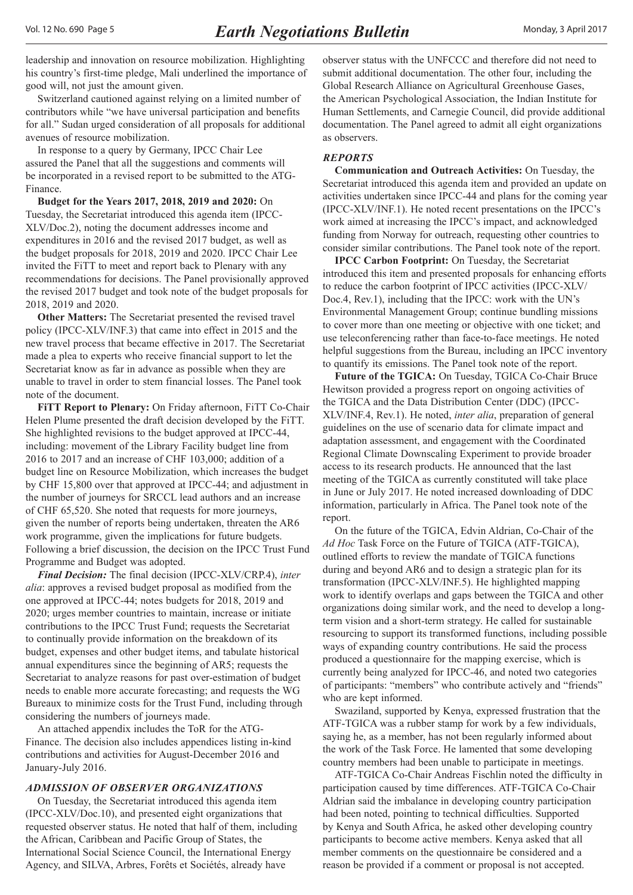leadership and innovation on resource mobilization. Highlighting his country's first-time pledge, Mali underlined the importance of good will, not just the amount given.

Switzerland cautioned against relying on a limited number of contributors while "we have universal participation and benefits for all." Sudan urged consideration of all proposals for additional avenues of resource mobilization.

In response to a query by Germany, IPCC Chair Lee assured the Panel that all the suggestions and comments will be incorporated in a revised report to be submitted to the ATG-Finance.

**Budget for the Years 2017, 2018, 2019 and 2020:** On Tuesday, the Secretariat introduced this agenda item (IPCC-XLV/Doc.2), noting the document addresses income and expenditures in 2016 and the revised 2017 budget, as well as the budget proposals for 2018, 2019 and 2020. IPCC Chair Lee invited the FiTT to meet and report back to Plenary with any recommendations for decisions. The Panel provisionally approved the revised 2017 budget and took note of the budget proposals for 2018, 2019 and 2020.

**Other Matters:** The Secretariat presented the revised travel policy (IPCC-XLV/INF.3) that came into effect in 2015 and the new travel process that became effective in 2017. The Secretariat made a plea to experts who receive financial support to let the Secretariat know as far in advance as possible when they are unable to travel in order to stem financial losses. The Panel took note of the document.

**FiTT Report to Plenary:** On Friday afternoon, FiTT Co-Chair Helen Plume presented the draft decision developed by the FiTT. She highlighted revisions to the budget approved at IPCC-44, including: movement of the Library Facility budget line from 2016 to 2017 and an increase of CHF 103,000; addition of a budget line on Resource Mobilization, which increases the budget by CHF 15,800 over that approved at IPCC-44; and adjustment in the number of journeys for SRCCL lead authors and an increase of CHF 65,520. She noted that requests for more journeys, given the number of reports being undertaken, threaten the AR6 work programme, given the implications for future budgets. Following a brief discussion, the decision on the IPCC Trust Fund Programme and Budget was adopted.

***Final Decision:*** The final decision (IPCC-XLV/CRP.4), *inter alia*: approves a revised budget proposal as modified from the one approved at IPCC-44; notes budgets for 2018, 2019 and 2020; urges member countries to maintain, increase or initiate contributions to the IPCC Trust Fund; requests the Secretariat to continually provide information on the breakdown of its budget, expenses and other budget items, and tabulate historical annual expenditures since the beginning of AR5; requests the Secretariat to analyze reasons for past over-estimation of budget needs to enable more accurate forecasting; and requests the WG Bureaux to minimize costs for the Trust Fund, including through considering the numbers of journeys made.

An attached appendix includes the ToR for the ATG-Finance. The decision also includes appendices listing in-kind contributions and activities for August-December 2016 and January-July 2016.

### *ADMISSION OF OBSERVER ORGANIZATIONS*

On Tuesday, the Secretariat introduced this agenda item (IPCC-XLV/Doc.10), and presented eight organizations that requested observer status. He noted that half of them, including the African, Caribbean and Pacific Group of States, the International Social Science Council, the International Energy Agency, and SILVA, Arbres, Forêts et Sociétés, already have observer status with the UNFCCC and therefore did not need to submit additional documentation. The other four, including the Global Research Alliance on Agricultural Greenhouse Gases, the American Psychological Association, the Indian Institute for Human Settlements, and Carnegie Council, did provide additional documentation. The Panel agreed to admit all eight organizations as observers.

### *REPORTS*

**Communication and Outreach Activities:** On Tuesday, the Secretariat introduced this agenda item and provided an update on activities undertaken since IPCC-44 and plans for the coming year (IPCC-XLV/INF.1). He noted recent presentations on the IPCC's work aimed at increasing the IPCC's impact, and acknowledged funding from Norway for outreach, requesting other countries to consider similar contributions. The Panel took note of the report.

**IPCC Carbon Footprint:** On Tuesday, the Secretariat introduced this item and presented proposals for enhancing efforts to reduce the carbon footprint of IPCC activities (IPCC-XLV/Doc.4, Rev.1), including that the IPCC: work with the UN's Environmental Management Group; continue bundling missions to cover more than one meeting or objective with one ticket; and use teleconferencing rather than face-to-face meetings. He noted helpful suggestions from the Bureau, including an IPCC inventory to quantify its emissions. The Panel took note of the report.

**Future of the TGICA:** On Tuesday, TGICA Co-Chair Bruce Hewitson provided a progress report on ongoing activities of the TGICA and the Data Distribution Center (DDC) (IPCC-XLV/INF.4, Rev.1). He noted, *inter alia*, preparation of general guidelines on the use of scenario data for climate impact and adaptation assessment, and engagement with the Coordinated Regional Climate Downscaling Experiment to provide broader access to its research products. He announced that the last meeting of the TGICA as currently constituted will take place in June or July 2017. He noted increased downloading of DDC information, particularly in Africa. The Panel took note of the report.

On the future of the TGICA, Edvin Aldrian, Co-Chair of the *Ad Hoc* Task Force on the Future of TGICA (ATF-TGICA), outlined efforts to review the mandate of TGICA functions during and beyond AR6 and to design a strategic plan for its transformation (IPCC-XLV/INF.5). He highlighted mapping work to identify overlaps and gaps between the TGICA and other organizations doing similar work, and the need to develop a long-term vision and a short-term strategy. He called for sustainable resourcing to support its transformed functions, including possible ways of expanding country contributions. He said the process produced a questionnaire for the mapping exercise, which is currently being analyzed for IPCC-46, and noted two categories of participants: "members" who contribute actively and "friends" who are kept informed.

Swaziland, supported by Kenya, expressed frustration that the ATF-TGICA was a rubber stamp for work by a few individuals, saying he, as a member, has not been regularly informed about the work of the Task Force. He lamented that some developing country members had been unable to participate in meetings.

ATF-TGICA Co-Chair Andreas Fischlin noted the difficulty in participation caused by time differences. ATF-TGICA Co-Chair Aldrian said the imbalance in developing country participation had been noted, pointing to technical difficulties. Supported by Kenya and South Africa, he asked other developing country participants to become active members. Kenya asked that all member comments on the questionnaire be considered and a reason be provided if a comment or proposal is not accepted.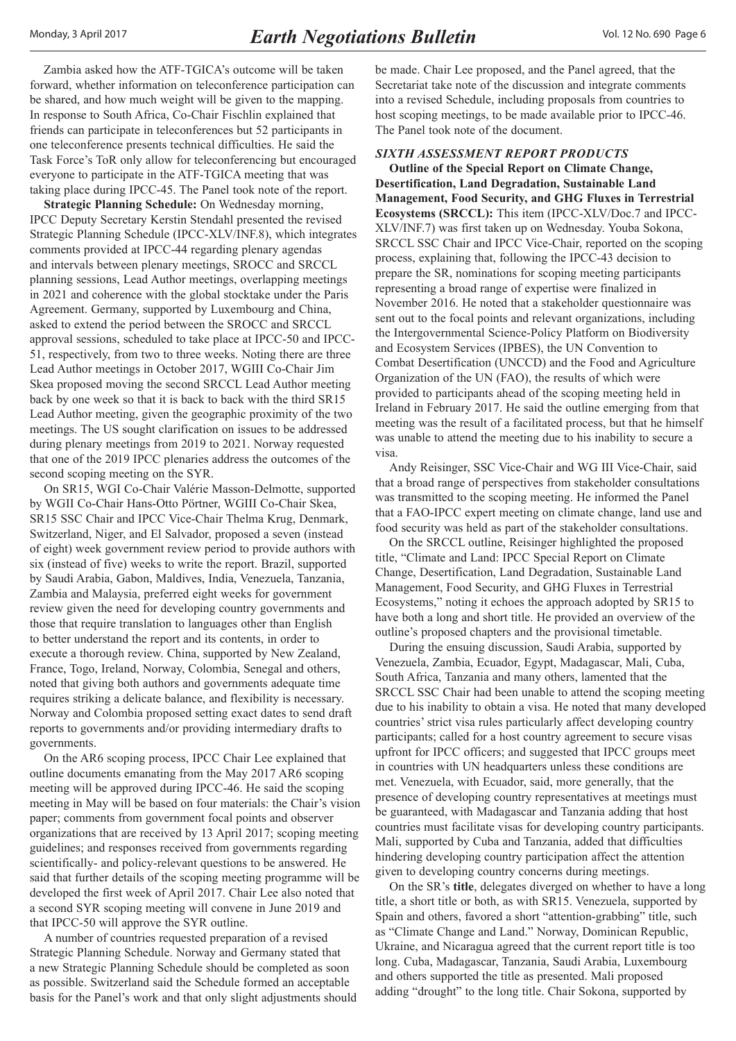Zambia asked how the ATF-TGICA's outcome will be taken forward, whether information on teleconference participation can be shared, and how much weight will be given to the mapping. In response to South Africa, Co-Chair Fischlin explained that friends can participate in teleconferences but 52 participants in one teleconference presents technical difficulties. He said the Task Force's ToR only allow for teleconferencing but encouraged everyone to participate in the ATF-TGICA meeting that was taking place during IPCC-45. The Panel took note of the report.

**Strategic Planning Schedule:** On Wednesday morning, IPCC Deputy Secretary Kerstin Stendahl presented the revised Strategic Planning Schedule (IPCC-XLV/INF.8), which integrates comments provided at IPCC-44 regarding plenary agendas and intervals between plenary meetings, SROCC and SRCCL planning sessions, Lead Author meetings, overlapping meetings in 2021 and coherence with the global stocktake under the Paris Agreement. Germany, supported by Luxembourg and China, asked to extend the period between the SROCC and SRCCL approval sessions, scheduled to take place at IPCC-50 and IPCC-51, respectively, from two to three weeks. Noting there are three Lead Author meetings in October 2017, WGIII Co-Chair Jim Skea proposed moving the second SRCCL Lead Author meeting back by one week so that it is back to back with the third SR15 Lead Author meeting, given the geographic proximity of the two meetings. The US sought clarification on issues to be addressed during plenary meetings from 2019 to 2021. Norway requested that one of the 2019 IPCC plenaries address the outcomes of the second scoping meeting on the SYR.

On SR15, WGI Co-Chair Valérie Masson-Delmotte, supported by WGII Co-Chair Hans-Otto Pörtner, WGIII Co-Chair Skea, SR15 SSC Chair and IPCC Vice-Chair Thelma Krug, Denmark, Switzerland, Niger, and El Salvador, proposed a seven (instead of eight) week government review period to provide authors with six (instead of five) weeks to write the report. Brazil, supported by Saudi Arabia, Gabon, Maldives, India, Venezuela, Tanzania, Zambia and Malaysia, preferred eight weeks for government review given the need for developing country governments and those that require translation to languages other than English to better understand the report and its contents, in order to execute a thorough review. China, supported by New Zealand, France, Togo, Ireland, Norway, Colombia, Senegal and others, noted that giving both authors and governments adequate time requires striking a delicate balance, and flexibility is necessary. Norway and Colombia proposed setting exact dates to send draft reports to governments and/or providing intermediary drafts to governments.

On the AR6 scoping process, IPCC Chair Lee explained that outline documents emanating from the May 2017 AR6 scoping meeting will be approved during IPCC-46. He said the scoping meeting in May will be based on four materials: the Chair's vision paper; comments from government focal points and observer organizations that are received by 13 April 2017; scoping meeting guidelines; and responses received from governments regarding scientifically- and policy-relevant questions to be answered. He said that further details of the scoping meeting programme will be developed the first week of April 2017. Chair Lee also noted that a second SYR scoping meeting will convene in June 2019 and that IPCC-50 will approve the SYR outline.

A number of countries requested preparation of a revised Strategic Planning Schedule. Norway and Germany stated that a new Strategic Planning Schedule should be completed as soon as possible. Switzerland said the Schedule formed an acceptable basis for the Panel's work and that only slight adjustments should be made. Chair Lee proposed, and the Panel agreed, that the Secretariat take note of the discussion and integrate comments into a revised Schedule, including proposals from countries to host scoping meetings, to be made available prior to IPCC-46. The Panel took note of the document.

### *SIXTH ASSESSMENT REPORT PRODUCTS*

**Outline of the Special Report on Climate Change, Desertification, Land Degradation, Sustainable Land Management, Food Security, and GHG Fluxes in Terrestrial Ecosystems (SRCCL):** This item (IPCC-XLV/Doc.7 and IPCC-XLV/INF.7) was first taken up on Wednesday. Youba Sokona, SRCCL SSC Chair and IPCC Vice-Chair, reported on the scoping process, explaining that, following the IPCC-43 decision to prepare the SR, nominations for scoping meeting participants representing a broad range of expertise were finalized in November 2016. He noted that a stakeholder questionnaire was sent out to the focal points and relevant organizations, including the Intergovernmental Science-Policy Platform on Biodiversity and Ecosystem Services (IPBES), the UN Convention to Combat Desertification (UNCCD) and the Food and Agriculture Organization of the UN (FAO), the results of which were provided to participants ahead of the scoping meeting held in Ireland in February 2017. He said the outline emerging from that meeting was the result of a facilitated process, but that he himself was unable to attend the meeting due to his inability to secure a visa.

Andy Reisinger, SSC Vice-Chair and WG III Vice-Chair, said that a broad range of perspectives from stakeholder consultations was transmitted to the scoping meeting. He informed the Panel that a FAO-IPCC expert meeting on climate change, land use and food security was held as part of the stakeholder consultations.

On the SRCCL outline, Reisinger highlighted the proposed title, "Climate and Land: IPCC Special Report on Climate Change, Desertification, Land Degradation, Sustainable Land Management, Food Security, and GHG Fluxes in Terrestrial Ecosystems," noting it echoes the approach adopted by SR15 to have both a long and short title. He provided an overview of the outline's proposed chapters and the provisional timetable.

During the ensuing discussion, Saudi Arabia, supported by Venezuela, Zambia, Ecuador, Egypt, Madagascar, Mali, Cuba, South Africa, Tanzania and many others, lamented that the SRCCL SSC Chair had been unable to attend the scoping meeting due to his inability to obtain a visa. He noted that many developed countries' strict visa rules particularly affect developing country participants; called for a host country agreement to secure visas upfront for IPCC officers; and suggested that IPCC groups meet in countries with UN headquarters unless these conditions are met. Venezuela, with Ecuador, said, more generally, that the presence of developing country representatives at meetings must be guaranteed, with Madagascar and Tanzania adding that host countries must facilitate visas for developing country participants. Mali, supported by Cuba and Tanzania, added that difficulties hindering developing country participation affect the attention given to developing country concerns during meetings.

On the SR's **title**, delegates diverged on whether to have a long title, a short title or both, as with SR15. Venezuela, supported by Spain and others, favored a short "attention-grabbing" title, such as "Climate Change and Land." Norway, Dominican Republic, Ukraine, and Nicaragua agreed that the current report title is too long. Cuba, Madagascar, Tanzania, Saudi Arabia, Luxembourg and others supported the title as presented. Mali proposed adding "drought" to the long title. Chair Sokona, supported by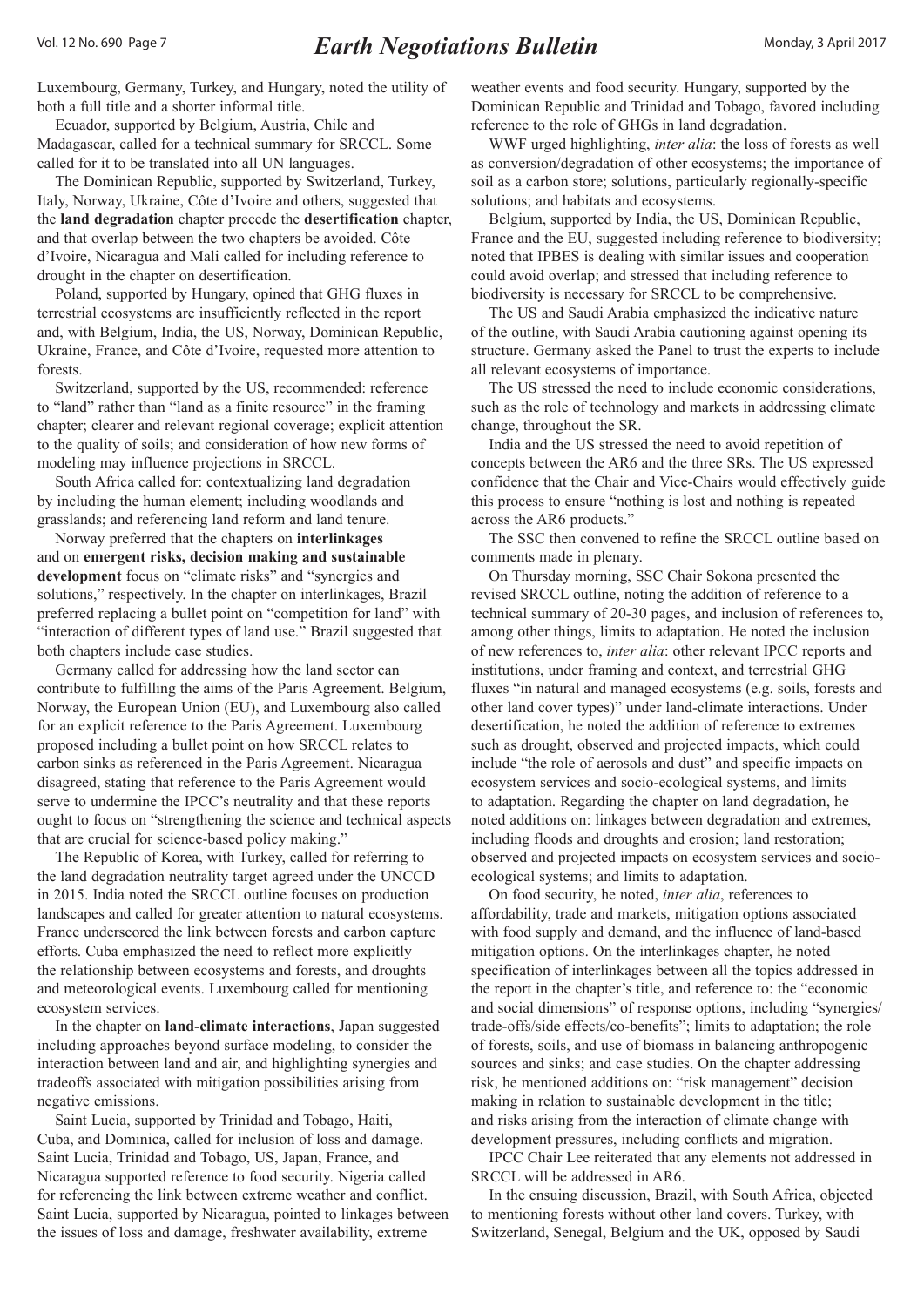Luxembourg, Germany, Turkey, and Hungary, noted the utility of both a full title and a shorter informal title.

Ecuador, supported by Belgium, Austria, Chile and Madagascar, called for a technical summary for SRCCL. Some called for it to be translated into all UN languages.

The Dominican Republic, supported by Switzerland, Turkey, Italy, Norway, Ukraine, Côte d'Ivoire and others, suggested that the **land degradation** chapter precede the **desertification** chapter, and that overlap between the two chapters be avoided. Côte d'Ivoire, Nicaragua and Mali called for including reference to drought in the chapter on desertification.

Poland, supported by Hungary, opined that GHG fluxes in terrestrial ecosystems are insufficiently reflected in the report and, with Belgium, India, the US, Norway, Dominican Republic, Ukraine, France, and Côte d'Ivoire, requested more attention to forests.

Switzerland, supported by the US, recommended: reference to "land" rather than "land as a finite resource" in the framing chapter; clearer and relevant regional coverage; explicit attention to the quality of soils; and consideration of how new forms of modeling may influence projections in SRCCL.

South Africa called for: contextualizing land degradation by including the human element; including woodlands and grasslands; and referencing land reform and land tenure.

Norway preferred that the chapters on **interlinkages** and on **emergent risks, decision making and sustainable development** focus on "climate risks" and "synergies and solutions," respectively. In the chapter on interlinkages, Brazil preferred replacing a bullet point on "competition for land" with "interaction of different types of land use." Brazil suggested that both chapters include case studies.

Germany called for addressing how the land sector can contribute to fulfilling the aims of the Paris Agreement. Belgium, Norway, the European Union (EU), and Luxembourg also called for an explicit reference to the Paris Agreement. Luxembourg proposed including a bullet point on how SRCCL relates to carbon sinks as referenced in the Paris Agreement. Nicaragua disagreed, stating that reference to the Paris Agreement would serve to undermine the IPCC's neutrality and that these reports ought to focus on "strengthening the science and technical aspects that are crucial for science-based policy making."

The Republic of Korea, with Turkey, called for referring to the land degradation neutrality target agreed under the UNCCD in 2015. India noted the SRCCL outline focuses on production landscapes and called for greater attention to natural ecosystems. France underscored the link between forests and carbon capture efforts. Cuba emphasized the need to reflect more explicitly the relationship between ecosystems and forests, and droughts and meteorological events. Luxembourg called for mentioning ecosystem services.

In the chapter on **land-climate interactions**, Japan suggested including approaches beyond surface modeling, to consider the interaction between land and air, and highlighting synergies and tradeoffs associated with mitigation possibilities arising from negative emissions.

Saint Lucia, supported by Trinidad and Tobago, Haiti, Cuba, and Dominica, called for inclusion of loss and damage. Saint Lucia, Trinidad and Tobago, US, Japan, France, and Nicaragua supported reference to food security. Nigeria called for referencing the link between extreme weather and conflict. Saint Lucia, supported by Nicaragua, pointed to linkages between the issues of loss and damage, freshwater availability, extreme weather events and food security. Hungary, supported by the Dominican Republic and Trinidad and Tobago, favored including reference to the role of GHGs in land degradation.

WWF urged highlighting, *inter alia*: the loss of forests as well as conversion/degradation of other ecosystems; the importance of soil as a carbon store; solutions, particularly regionally-specific solutions; and habitats and ecosystems.

Belgium, supported by India, the US, Dominican Republic, France and the EU, suggested including reference to biodiversity; noted that IPBES is dealing with similar issues and cooperation could avoid overlap; and stressed that including reference to biodiversity is necessary for SRCCL to be comprehensive.

The US and Saudi Arabia emphasized the indicative nature of the outline, with Saudi Arabia cautioning against opening its structure. Germany asked the Panel to trust the experts to include all relevant ecosystems of importance.

The US stressed the need to include economic considerations, such as the role of technology and markets in addressing climate change, throughout the SR.

India and the US stressed the need to avoid repetition of concepts between the AR6 and the three SRs. The US expressed confidence that the Chair and Vice-Chairs would effectively guide this process to ensure "nothing is lost and nothing is repeated across the AR6 products."

The SSC then convened to refine the SRCCL outline based on comments made in plenary.

On Thursday morning, SSC Chair Sokona presented the revised SRCCL outline, noting the addition of reference to a technical summary of 20-30 pages, and inclusion of references to, among other things, limits to adaptation. He noted the inclusion of new references to, *inter alia*: other relevant IPCC reports and institutions, under framing and context, and terrestrial GHG fluxes "in natural and managed ecosystems (e.g. soils, forests and other land cover types)" under land-climate interactions. Under desertification, he noted the addition of reference to extremes such as drought, observed and projected impacts, which could include "the role of aerosols and dust" and specific impacts on ecosystem services and socio-ecological systems, and limits to adaptation. Regarding the chapter on land degradation, he noted additions on: linkages between degradation and extremes, including floods and droughts and erosion; land restoration; observed and projected impacts on ecosystem services and socio-ecological systems; and limits to adaptation.

On food security, he noted, *inter alia*, references to affordability, trade and markets, mitigation options associated with food supply and demand, and the influence of land-based mitigation options. On the interlinkages chapter, he noted specification of interlinkages between all the topics addressed in the report in the chapter's title, and reference to: the "economic and social dimensions" of response options, including "synergies/trade-offs/side effects/co-benefits"; limits to adaptation; the role of forests, soils, and use of biomass in balancing anthropogenic sources and sinks; and case studies. On the chapter addressing risk, he mentioned additions on: "risk management" decision making in relation to sustainable development in the title; and risks arising from the interaction of climate change with development pressures, including conflicts and migration.

IPCC Chair Lee reiterated that any elements not addressed in SRCCL will be addressed in AR6.

In the ensuing discussion, Brazil, with South Africa, objected to mentioning forests without other land covers. Turkey, with Switzerland, Senegal, Belgium and the UK, opposed by Saudi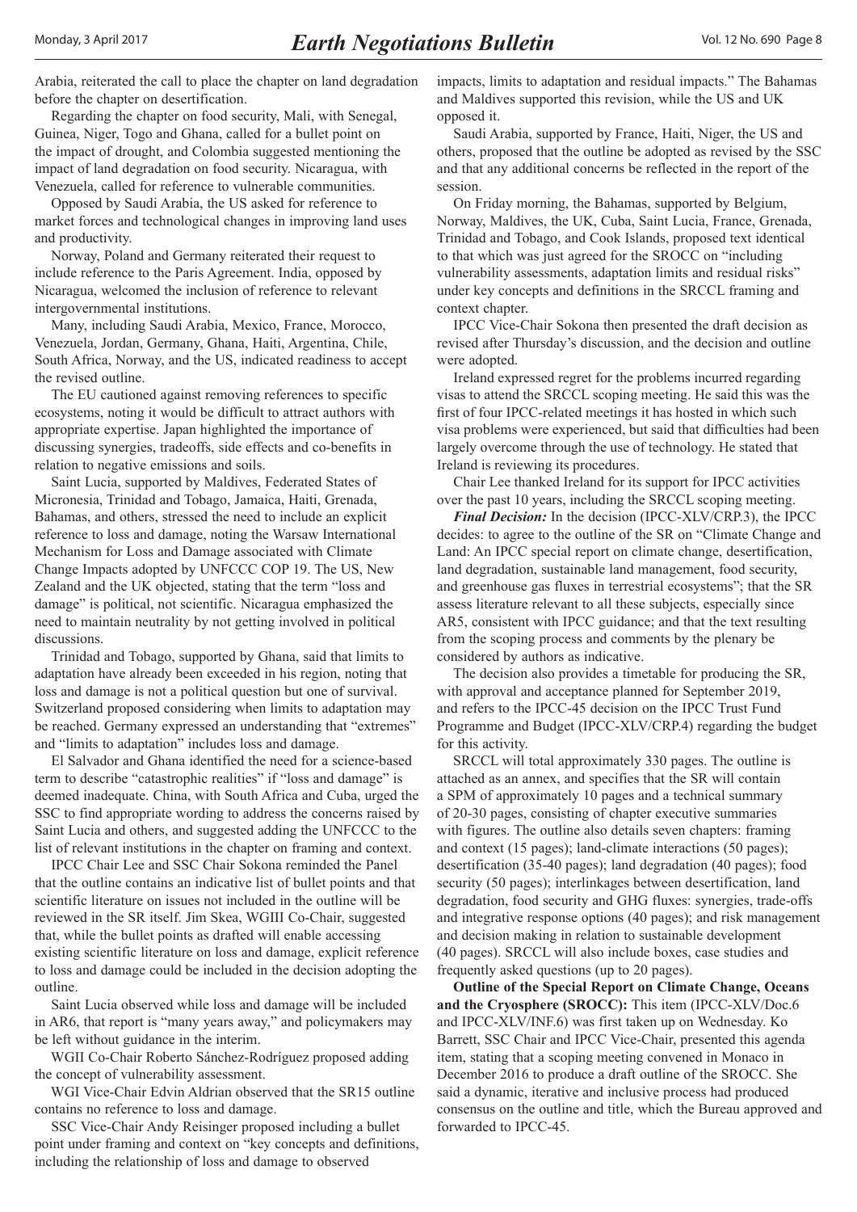Arabia, reiterated the call to place the chapter on land degradation before the chapter on desertification.

Regarding the chapter on food security, Mali, with Senegal, Guinea, Niger, Togo and Ghana, called for a bullet point on the impact of drought, and Colombia suggested mentioning the impact of land degradation on food security. Nicaragua, with Venezuela, called for reference to vulnerable communities.

Opposed by Saudi Arabia, the US asked for reference to market forces and technological changes in improving land uses and productivity.

Norway, Poland and Germany reiterated their request to include reference to the Paris Agreement. India, opposed by Nicaragua, welcomed the inclusion of reference to relevant intergovernmental institutions.

Many, including Saudi Arabia, Mexico, France, Morocco, Venezuela, Jordan, Germany, Ghana, Haiti, Argentina, Chile, South Africa, Norway, and the US, indicated readiness to accept the revised outline.

The EU cautioned against removing references to specific ecosystems, noting it would be difficult to attract authors with appropriate expertise. Japan highlighted the importance of discussing synergies, tradeoffs, side effects and co-benefits in relation to negative emissions and soils.

Saint Lucia, supported by Maldives, Federated States of Micronesia, Trinidad and Tobago, Jamaica, Haiti, Grenada, Bahamas, and others, stressed the need to include an explicit reference to loss and damage, noting the Warsaw International Mechanism for Loss and Damage associated with Climate Change Impacts adopted by UNFCCC COP 19. The US, New Zealand and the UK objected, stating that the term "loss and damage" is political, not scientific. Nicaragua emphasized the need to maintain neutrality by not getting involved in political discussions.

Trinidad and Tobago, supported by Ghana, said that limits to adaptation have already been exceeded in his region, noting that loss and damage is not a political question but one of survival. Switzerland proposed considering when limits to adaptation may be reached. Germany expressed an understanding that "extremes" and "limits to adaptation" includes loss and damage.

El Salvador and Ghana identified the need for a science-based term to describe "catastrophic realities" if "loss and damage" is deemed inadequate. China, with South Africa and Cuba, urged the SSC to find appropriate wording to address the concerns raised by Saint Lucia and others, and suggested adding the UNFCCC to the list of relevant institutions in the chapter on framing and context.

IPCC Chair Lee and SSC Chair Sokona reminded the Panel that the outline contains an indicative list of bullet points and that scientific literature on issues not included in the outline will be reviewed in the SR itself. Jim Skea, WGIII Co-Chair, suggested that, while the bullet points as drafted will enable accessing existing scientific literature on loss and damage, explicit reference to loss and damage could be included in the decision adopting the outline.

Saint Lucia observed while loss and damage will be included in AR6, that report is "many years away," and policymakers may be left without guidance in the interim.

WGII Co-Chair Roberto Sánchez-Rodríguez proposed adding the concept of vulnerability assessment.

WGI Vice-Chair Edvin Aldrian observed that the SR15 outline contains no reference to loss and damage.

SSC Vice-Chair Andy Reisinger proposed including a bullet point under framing and context on "key concepts and definitions, including the relationship of loss and damage to observed impacts, limits to adaptation and residual impacts." The Bahamas and Maldives supported this revision, while the US and UK opposed it.

Saudi Arabia, supported by France, Haiti, Niger, the US and others, proposed that the outline be adopted as revised by the SSC and that any additional concerns be reflected in the report of the session.

On Friday morning, the Bahamas, supported by Belgium, Norway, Maldives, the UK, Cuba, Saint Lucia, France, Grenada, Trinidad and Tobago, and Cook Islands, proposed text identical to that which was just agreed for the SROCC on "including vulnerability assessments, adaptation limits and residual risks" under key concepts and definitions in the SRCCL framing and context chapter.

IPCC Vice-Chair Sokona then presented the draft decision as revised after Thursday's discussion, and the decision and outline were adopted.

Ireland expressed regret for the problems incurred regarding visas to attend the SRCCL scoping meeting. He said this was the first of four IPCC-related meetings it has hosted in which such visa problems were experienced, but said that difficulties had been largely overcome through the use of technology. He stated that Ireland is reviewing its procedures.

Chair Lee thanked Ireland for its support for IPCC activities over the past 10 years, including the SRCCL scoping meeting.

***Final Decision:*** In the decision (IPCC-XLV/CRP.3), the IPCC decides: to agree to the outline of the SR on "Climate Change and Land: An IPCC special report on climate change, desertification, land degradation, sustainable land management, food security, and greenhouse gas fluxes in terrestrial ecosystems"; that the SR assess literature relevant to all these subjects, especially since AR5, consistent with IPCC guidance; and that the text resulting from the scoping process and comments by the plenary be considered by authors as indicative.

The decision also provides a timetable for producing the SR, with approval and acceptance planned for September 2019, and refers to the IPCC-45 decision on the IPCC Trust Fund Programme and Budget (IPCC-XLV/CRP.4) regarding the budget for this activity.

SRCCL will total approximately 330 pages. The outline is attached as an annex, and specifies that the SR will contain a SPM of approximately 10 pages and a technical summary of 20-30 pages, consisting of chapter executive summaries with figures. The outline also details seven chapters: framing and context (15 pages); land-climate interactions (50 pages); desertification (35-40 pages); land degradation (40 pages); food security (50 pages); interlinkages between desertification, land degradation, food security and GHG fluxes: synergies, trade-offs and integrative response options (40 pages); and risk management and decision making in relation to sustainable development (40 pages). SRCCL will also include boxes, case studies and frequently asked questions (up to 20 pages).

**Outline of the Special Report on Climate Change, Oceans and the Cryosphere (SROCC):** This item (IPCC-XLV/Doc.6 and IPCC-XLV/INF.6) was first taken up on Wednesday. Ko Barrett, SSC Chair and IPCC Vice-Chair, presented this agenda item, stating that a scoping meeting convened in Monaco in December 2016 to produce a draft outline of the SROCC. She said a dynamic, iterative and inclusive process had produced consensus on the outline and title, which the Bureau approved and forwarded to IPCC-45.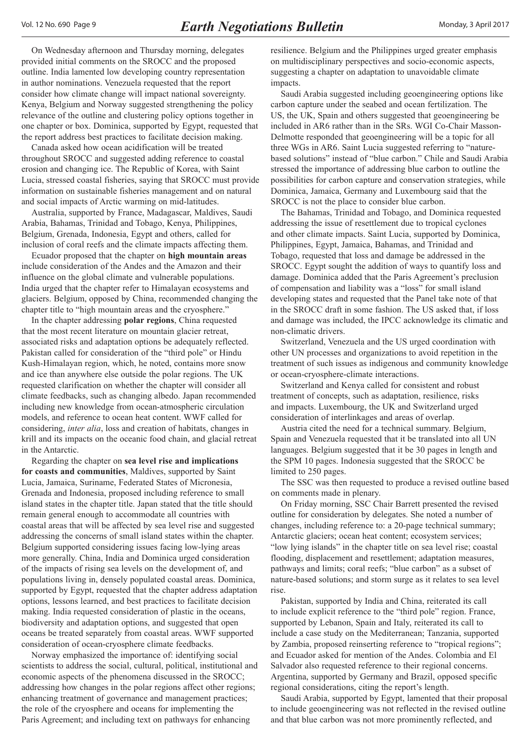On Wednesday afternoon and Thursday morning, delegates provided initial comments on the SROCC and the proposed outline. India lamented low developing country representation in author nominations. Venezuela requested that the report consider how climate change will impact national sovereignty. Kenya, Belgium and Norway suggested strengthening the policy relevance of the outline and clustering policy options together in one chapter or box. Dominica, supported by Egypt, requested that the report address best practices to facilitate decision making.

Canada asked how ocean acidification will be treated throughout SROCC and suggested adding reference to coastal erosion and changing ice. The Republic of Korea, with Saint Lucia, stressed coastal fisheries, saying that SROCC must provide information on sustainable fisheries management and on natural and social impacts of Arctic warming on mid-latitudes.

Australia, supported by France, Madagascar, Maldives, Saudi Arabia, Bahamas, Trinidad and Tobago, Kenya, Philippines, Belgium, Grenada, Indonesia, Egypt and others, called for inclusion of coral reefs and the climate impacts affecting them.

Ecuador proposed that the chapter on **high mountain areas** include consideration of the Andes and the Amazon and their influence on the global climate and vulnerable populations. India urged that the chapter refer to Himalayan ecosystems and glaciers. Belgium, opposed by China, recommended changing the chapter title to "high mountain areas and the cryosphere."

In the chapter addressing **polar regions**, China requested that the most recent literature on mountain glacier retreat, associated risks and adaptation options be adequately reflected. Pakistan called for consideration of the "third pole" or Hindu Kush-Himalayan region, which, he noted, contains more snow and ice than anywhere else outside the polar regions. The UK requested clarification on whether the chapter will consider all climate feedbacks, such as changing albedo. Japan recommended including new knowledge from ocean-atmospheric circulation models, and reference to ocean heat content. WWF called for considering, *inter alia*, loss and creation of habitats, changes in krill and its impacts on the oceanic food chain, and glacial retreat in the Antarctic.

Regarding the chapter on **sea level rise and implications for coasts and communities**, Maldives, supported by Saint Lucia, Jamaica, Suriname, Federated States of Micronesia, Grenada and Indonesia, proposed including reference to small island states in the chapter title. Japan stated that the title should remain general enough to accommodate all countries with coastal areas that will be affected by sea level rise and suggested addressing the concerns of small island states within the chapter. Belgium supported considering issues facing low-lying areas more generally. China, India and Dominica urged consideration of the impacts of rising sea levels on the development of, and populations living in, densely populated coastal areas. Dominica, supported by Egypt, requested that the chapter address adaptation options, lessons learned, and best practices to facilitate decision making. India requested consideration of plastic in the oceans, biodiversity and adaptation options, and suggested that open oceans be treated separately from coastal areas. WWF supported consideration of ocean-cryosphere climate feedbacks.

Norway emphasized the importance of: identifying social scientists to address the social, cultural, political, institutional and economic aspects of the phenomena discussed in the SROCC; addressing how changes in the polar regions affect other regions; enhancing treatment of governance and management practices; the role of the cryosphere and oceans for implementing the Paris Agreement; and including text on pathways for enhancing resilience. Belgium and the Philippines urged greater emphasis on multidisciplinary perspectives and socio-economic aspects, suggesting a chapter on adaptation to unavoidable climate impacts.

Saudi Arabia suggested including geoengineering options like carbon capture under the seabed and ocean fertilization. The US, the UK, Spain and others suggested that geoengineering be included in AR6 rather than in the SRs. WGI Co-Chair Masson-Delmotte responded that geoengineering will be a topic for all three WGs in AR6. Saint Lucia suggested referring to "nature-based solutions" instead of "blue carbon." Chile and Saudi Arabia stressed the importance of addressing blue carbon to outline the possibilities for carbon capture and conservation strategies, while Dominica, Jamaica, Germany and Luxembourg said that the SROCC is not the place to consider blue carbon.

The Bahamas, Trinidad and Tobago, and Dominica requested addressing the issue of resettlement due to tropical cyclones and other climate impacts. Saint Lucia, supported by Dominica, Philippines, Egypt, Jamaica, Bahamas, and Trinidad and Tobago, requested that loss and damage be addressed in the SROCC. Egypt sought the addition of ways to quantify loss and damage. Dominica added that the Paris Agreement's preclusion of compensation and liability was a "loss" for small island developing states and requested that the Panel take note of that in the SROCC draft in some fashion. The US asked that, if loss and damage was included, the IPCC acknowledge its climatic and non-climatic drivers.

Switzerland, Venezuela and the US urged coordination with other UN processes and organizations to avoid repetition in the treatment of such issues as indigenous and community knowledge or ocean-cryosphere-climate interactions.

Switzerland and Kenya called for consistent and robust treatment of concepts, such as adaptation, resilience, risks and impacts. Luxembourg, the UK and Switzerland urged consideration of interlinkages and areas of overlap.

Austria cited the need for a technical summary. Belgium, Spain and Venezuela requested that it be translated into all UN languages. Belgium suggested that it be 30 pages in length and the SPM 10 pages. Indonesia suggested that the SROCC be limited to 250 pages.

The SSC was then requested to produce a revised outline based on comments made in plenary.

On Friday morning, SSC Chair Barrett presented the revised outline for consideration by delegates. She noted a number of changes, including reference to: a 20-page technical summary; Antarctic glaciers; ocean heat content; ecosystem services; "low lying islands" in the chapter title on sea level rise; coastal flooding, displacement and resettlement; adaptation measures, pathways and limits; coral reefs; "blue carbon" as a subset of nature-based solutions; and storm surge as it relates to sea level rise.

Pakistan, supported by India and China, reiterated its call to include explicit reference to the "third pole" region. France, supported by Lebanon, Spain and Italy, reiterated its call to include a case study on the Mediterranean; Tanzania, supported by Zambia, proposed reinserting reference to "tropical regions"; and Ecuador asked for mention of the Andes. Colombia and El Salvador also requested reference to their regional concerns. Argentina, supported by Germany and Brazil, opposed specific regional considerations, citing the report's length.

Saudi Arabia, supported by Egypt, lamented that their proposal to include geoengineering was not reflected in the revised outline and that blue carbon was not more prominently reflected, and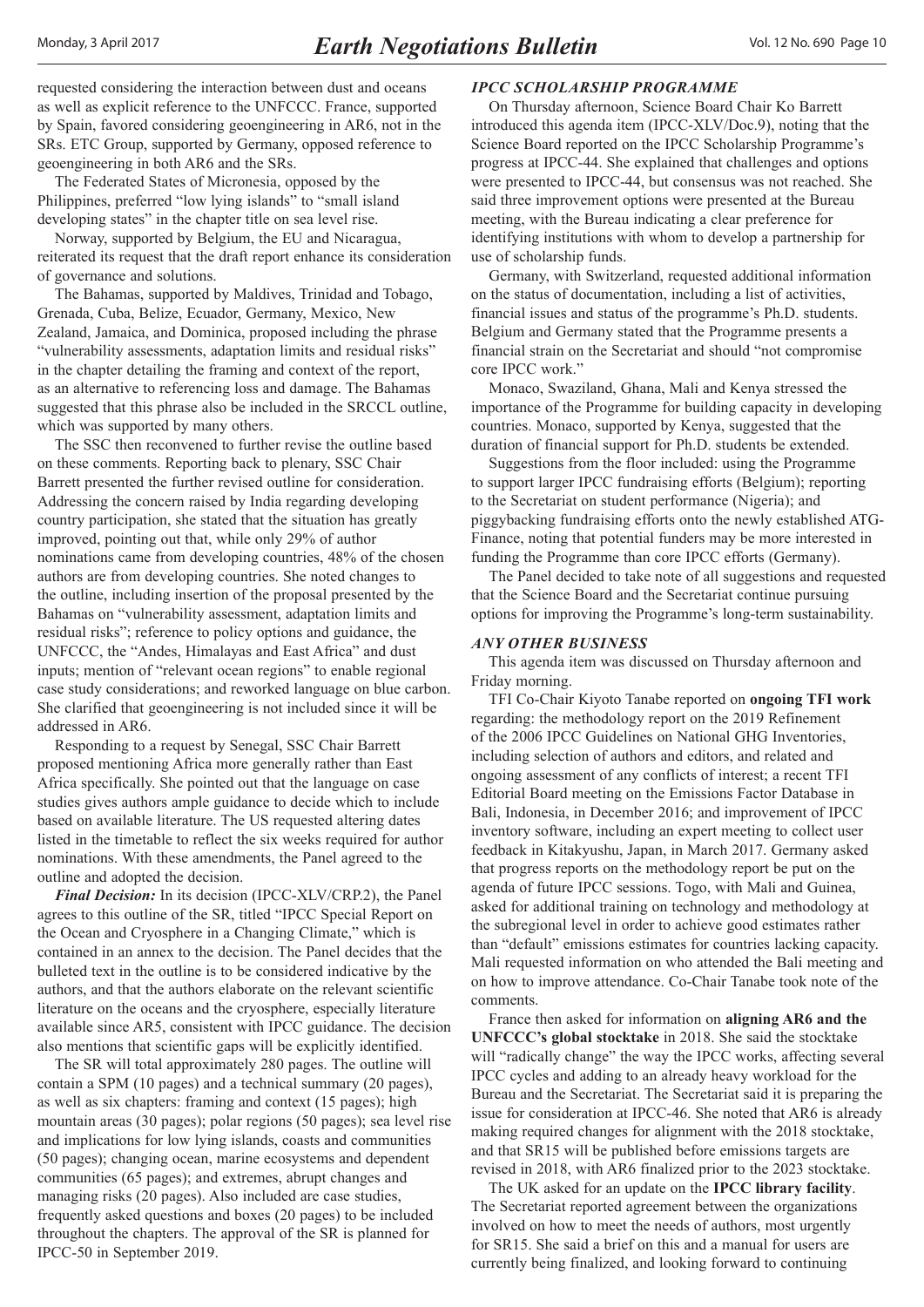requested considering the interaction between dust and oceans as well as explicit reference to the UNFCCC. France, supported by Spain, favored considering geoengineering in AR6, not in the SRs. ETC Group, supported by Germany, opposed reference to geoengineering in both AR6 and the SRs.

The Federated States of Micronesia, opposed by the Philippines, preferred "low lying islands" to "small island developing states" in the chapter title on sea level rise.

Norway, supported by Belgium, the EU and Nicaragua, reiterated its request that the draft report enhance its consideration of governance and solutions.

The Bahamas, supported by Maldives, Trinidad and Tobago, Grenada, Cuba, Belize, Ecuador, Germany, Mexico, New Zealand, Jamaica, and Dominica, proposed including the phrase "vulnerability assessments, adaptation limits and residual risks" in the chapter detailing the framing and context of the report, as an alternative to referencing loss and damage. The Bahamas suggested that this phrase also be included in the SRCCL outline, which was supported by many others.

The SSC then reconvened to further revise the outline based on these comments. Reporting back to plenary, SSC Chair Barrett presented the further revised outline for consideration. Addressing the concern raised by India regarding developing country participation, she stated that the situation has greatly improved, pointing out that, while only 29% of author nominations came from developing countries, 48% of the chosen authors are from developing countries. She noted changes to the outline, including insertion of the proposal presented by the Bahamas on "vulnerability assessment, adaptation limits and residual risks"; reference to policy options and guidance, the UNFCCC, the "Andes, Himalayas and East Africa" and dust inputs; mention of "relevant ocean regions" to enable regional case study considerations; and reworked language on blue carbon. She clarified that geoengineering is not included since it will be addressed in AR6.

Responding to a request by Senegal, SSC Chair Barrett proposed mentioning Africa more generally rather than East Africa specifically. She pointed out that the language on case studies gives authors ample guidance to decide which to include based on available literature. The US requested altering dates listed in the timetable to reflect the six weeks required for author nominations. With these amendments, the Panel agreed to the outline and adopted the decision.

***Final Decision:*** In its decision (IPCC-XLV/CRP.2), the Panel agrees to this outline of the SR, titled "IPCC Special Report on the Ocean and Cryosphere in a Changing Climate," which is contained in an annex to the decision. The Panel decides that the bulleted text in the outline is to be considered indicative by the authors, and that the authors elaborate on the relevant scientific literature on the oceans and the cryosphere, especially literature available since AR5, consistent with IPCC guidance. The decision also mentions that scientific gaps will be explicitly identified.

The SR will total approximately 280 pages. The outline will contain a SPM (10 pages) and a technical summary (20 pages), as well as six chapters: framing and context (15 pages); high mountain areas (30 pages); polar regions (50 pages); sea level rise and implications for low lying islands, coasts and communities (50 pages); changing ocean, marine ecosystems and dependent communities (65 pages); and extremes, abrupt changes and managing risks (20 pages). Also included are case studies, frequently asked questions and boxes (20 pages) to be included throughout the chapters. The approval of the SR is planned for IPCC-50 in September 2019.

### *IPCC SCHOLARSHIP PROGRAMME*

On Thursday afternoon, Science Board Chair Ko Barrett introduced this agenda item (IPCC-XLV/Doc.9), noting that the Science Board reported on the IPCC Scholarship Programme's progress at IPCC-44. She explained that challenges and options were presented to IPCC-44, but consensus was not reached. She said three improvement options were presented at the Bureau meeting, with the Bureau indicating a clear preference for identifying institutions with whom to develop a partnership for use of scholarship funds.

Germany, with Switzerland, requested additional information on the status of documentation, including a list of activities, financial issues and status of the programme's Ph.D. students. Belgium and Germany stated that the Programme presents a financial strain on the Secretariat and should "not compromise core IPCC work."

Monaco, Swaziland, Ghana, Mali and Kenya stressed the importance of the Programme for building capacity in developing countries. Monaco, supported by Kenya, suggested that the duration of financial support for Ph.D. students be extended.

Suggestions from the floor included: using the Programme to support larger IPCC fundraising efforts (Belgium); reporting to the Secretariat on student performance (Nigeria); and piggybacking fundraising efforts onto the newly established ATG-Finance, noting that potential funders may be more interested in funding the Programme than core IPCC efforts (Germany).

The Panel decided to take note of all suggestions and requested that the Science Board and the Secretariat continue pursuing options for improving the Programme's long-term sustainability.

### *ANY OTHER BUSINESS*

This agenda item was discussed on Thursday afternoon and Friday morning.

TFI Co-Chair Kiyoto Tanabe reported on **ongoing TFI work** regarding: the methodology report on the 2019 Refinement of the 2006 IPCC Guidelines on National GHG Inventories, including selection of authors and editors, and related and ongoing assessment of any conflicts of interest; a recent TFI Editorial Board meeting on the Emissions Factor Database in Bali, Indonesia, in December 2016; and improvement of IPCC inventory software, including an expert meeting to collect user feedback in Kitakyushu, Japan, in March 2017. Germany asked that progress reports on the methodology report be put on the agenda of future IPCC sessions. Togo, with Mali and Guinea, asked for additional training on technology and methodology at the subregional level in order to achieve good estimates rather than "default" emissions estimates for countries lacking capacity. Mali requested information on who attended the Bali meeting and on how to improve attendance. Co-Chair Tanabe took note of the comments.

France then asked for information on **aligning AR6 and the UNFCCC's global stocktake** in 2018. She said the stocktake will "radically change" the way the IPCC works, affecting several IPCC cycles and adding to an already heavy workload for the Bureau and the Secretariat. The Secretariat said it is preparing the issue for consideration at IPCC-46. She noted that AR6 is already making required changes for alignment with the 2018 stocktake, and that SR15 will be published before emissions targets are revised in 2018, with AR6 finalized prior to the 2023 stocktake.

The UK asked for an update on the **IPCC library facility**. The Secretariat reported agreement between the organizations involved on how to meet the needs of authors, most urgently for SR15. She said a brief on this and a manual for users are currently being finalized, and looking forward to continuing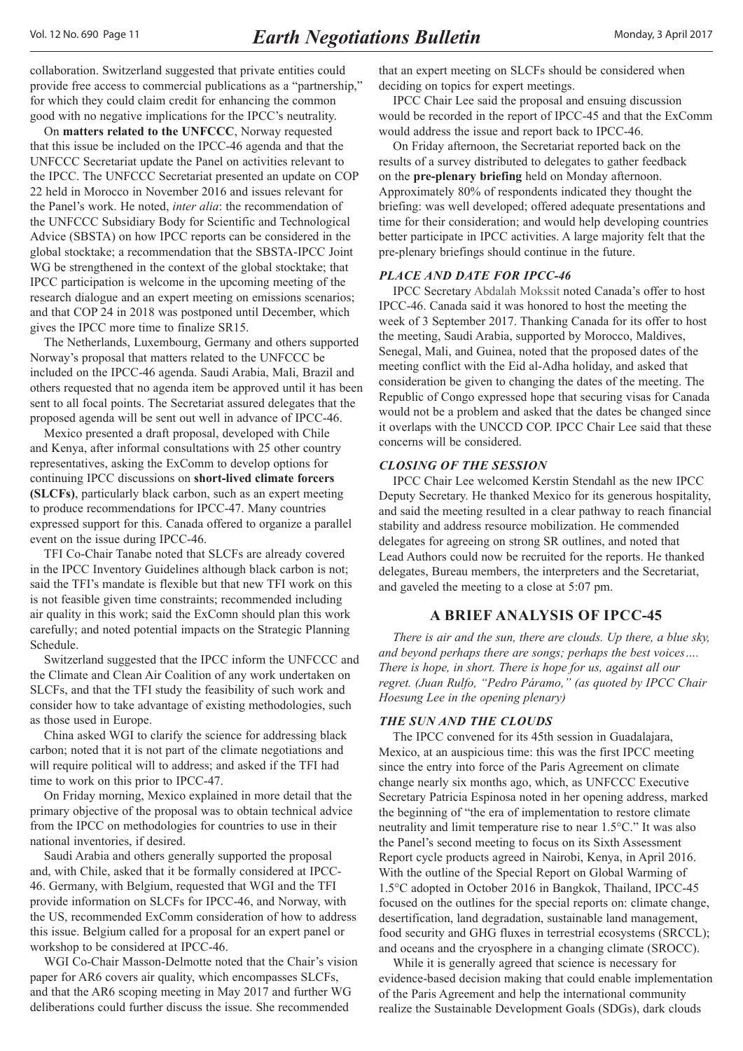collaboration. Switzerland suggested that private entities could provide free access to commercial publications as a "partnership," for which they could claim credit for enhancing the common good with no negative implications for the IPCC's neutrality.

On **matters related to the UNFCCC**, Norway requested that this issue be included on the IPCC-46 agenda and that the UNFCCC Secretariat update the Panel on activities relevant to the IPCC. The UNFCCC Secretariat presented an update on COP 22 held in Morocco in November 2016 and issues relevant for the Panel's work. He noted, *inter alia*: the recommendation of the UNFCCC Subsidiary Body for Scientific and Technological Advice (SBSTA) on how IPCC reports can be considered in the global stocktake; a recommendation that the SBSTA-IPCC Joint WG be strengthened in the context of the global stocktake; that IPCC participation is welcome in the upcoming meeting of the research dialogue and an expert meeting on emissions scenarios; and that COP 24 in 2018 was postponed until December, which gives the IPCC more time to finalize SR15.

The Netherlands, Luxembourg, Germany and others supported Norway's proposal that matters related to the UNFCCC be included on the IPCC-46 agenda. Saudi Arabia, Mali, Brazil and others requested that no agenda item be approved until it has been sent to all focal points. The Secretariat assured delegates that the proposed agenda will be sent out well in advance of IPCC-46.

Mexico presented a draft proposal, developed with Chile and Kenya, after informal consultations with 25 other country representatives, asking the ExComm to develop options for continuing IPCC discussions on **short-lived climate forcers (SLCFs)**, particularly black carbon, such as an expert meeting to produce recommendations for IPCC-47. Many countries expressed support for this. Canada offered to organize a parallel event on the issue during IPCC-46.

TFI Co-Chair Tanabe noted that SLCFs are already covered in the IPCC Inventory Guidelines although black carbon is not; said the TFI's mandate is flexible but that new TFI work on this is not feasible given time constraints; recommended including air quality in this work; said the ExComn should plan this work carefully; and noted potential impacts on the Strategic Planning Schedule.

Switzerland suggested that the IPCC inform the UNFCCC and the Climate and Clean Air Coalition of any work undertaken on SLCFs, and that the TFI study the feasibility of such work and consider how to take advantage of existing methodologies, such as those used in Europe.

China asked WGI to clarify the science for addressing black carbon; noted that it is not part of the climate negotiations and will require political will to address; and asked if the TFI had time to work on this prior to IPCC-47.

On Friday morning, Mexico explained in more detail that the primary objective of the proposal was to obtain technical advice from the IPCC on methodologies for countries to use in their national inventories, if desired.

Saudi Arabia and others generally supported the proposal and, with Chile, asked that it be formally considered at IPCC-46. Germany, with Belgium, requested that WGI and the TFI provide information on SLCFs for IPCC-46, and Norway, with the US, recommended ExComm consideration of how to address this issue. Belgium called for a proposal for an expert panel or workshop to be considered at IPCC-46.

WGI Co-Chair Masson-Delmotte noted that the Chair's vision paper for AR6 covers air quality, which encompasses SLCFs, and that the AR6 scoping meeting in May 2017 and further WG deliberations could further discuss the issue. She recommended that an expert meeting on SLCFs should be considered when deciding on topics for expert meetings.

IPCC Chair Lee said the proposal and ensuing discussion would be recorded in the report of IPCC-45 and that the ExComm would address the issue and report back to IPCC-46.

On Friday afternoon, the Secretariat reported back on the results of a survey distributed to delegates to gather feedback on the **pre-plenary briefing** held on Monday afternoon. Approximately 80% of respondents indicated they thought the briefing: was well developed; offered adequate presentations and time for their consideration; and would help developing countries better participate in IPCC activities. A large majority felt that the pre-plenary briefings should continue in the future.

### *PLACE AND DATE FOR IPCC-46*

IPCC Secretary Abdalah Mokssit noted Canada's offer to host IPCC-46. Canada said it was honored to host the meeting the week of 3 September 2017. Thanking Canada for its offer to host the meeting, Saudi Arabia, supported by Morocco, Maldives, Senegal, Mali, and Guinea, noted that the proposed dates of the meeting conflict with the Eid al-Adha holiday, and asked that consideration be given to changing the dates of the meeting. The Republic of Congo expressed hope that securing visas for Canada would not be a problem and asked that the dates be changed since it overlaps with the UNCCD COP. IPCC Chair Lee said that these concerns will be considered.

### *CLOSING OF THE SESSION*

IPCC Chair Lee welcomed Kerstin Stendahl as the new IPCC Deputy Secretary. He thanked Mexico for its generous hospitality, and said the meeting resulted in a clear pathway to reach financial stability and address resource mobilization. He commended delegates for agreeing on strong SR outlines, and noted that Lead Authors could now be recruited for the reports. He thanked delegates, Bureau members, the interpreters and the Secretariat, and gaveled the meeting to a close at 5:07 pm.

## A BRIEF ANALYSIS OF IPCC-45

*There is air and the sun, there are clouds. Up there, a blue sky, and beyond perhaps there are songs; perhaps the best voices…. There is hope, in short. There is hope for us, against all our regret. (Juan Rulfo, "Pedro Páramo," (as quoted by IPCC Chair Hoesung Lee in the opening plenary)*

### *THE SUN AND THE CLOUDS*

The IPCC convened for its 45th session in Guadalajara, Mexico, at an auspicious time: this was the first IPCC meeting since the entry into force of the Paris Agreement on climate change nearly six months ago, which, as UNFCCC Executive Secretary Patricia Espinosa noted in her opening address, marked the beginning of "the era of implementation to restore climate neutrality and limit temperature rise to near 1.5°C." It was also the Panel's second meeting to focus on its Sixth Assessment Report cycle products agreed in Nairobi, Kenya, in April 2016. With the outline of the Special Report on Global Warming of 1.5°C adopted in October 2016 in Bangkok, Thailand, IPCC-45 focused on the outlines for the special reports on: climate change, desertification, land degradation, sustainable land management, food security and GHG fluxes in terrestrial ecosystems (SRCCL); and oceans and the cryosphere in a changing climate (SROCC).

While it is generally agreed that science is necessary for evidence-based decision making that could enable implementation of the Paris Agreement and help the international community realize the Sustainable Development Goals (SDGs), dark clouds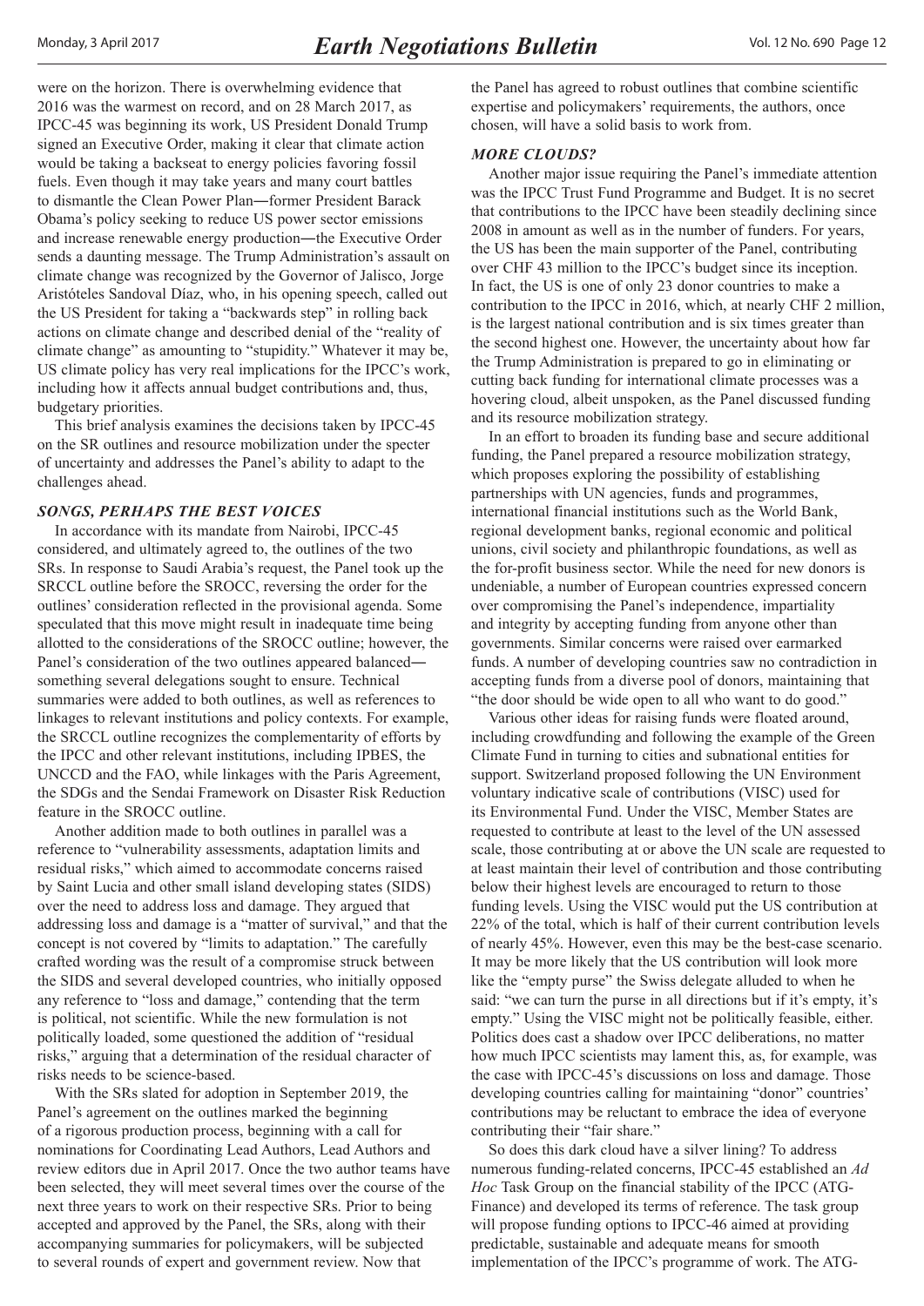were on the horizon. There is overwhelming evidence that 2016 was the warmest on record, and on 28 March 2017, as IPCC-45 was beginning its work, US President Donald Trump signed an Executive Order, making it clear that climate action would be taking a backseat to energy policies favoring fossil fuels. Even though it may take years and many court battles to dismantle the Clean Power Plan―former President Barack Obama's policy seeking to reduce US power sector emissions and increase renewable energy production―the Executive Order sends a daunting message. The Trump Administration's assault on climate change was recognized by the Governor of Jalisco, Jorge Aristóteles Sandoval Díaz, who, in his opening speech, called out the US President for taking a "backwards step" in rolling back actions on climate change and described denial of the "reality of climate change" as amounting to "stupidity." Whatever it may be, US climate policy has very real implications for the IPCC's work, including how it affects annual budget contributions and, thus, budgetary priorities.

This brief analysis examines the decisions taken by IPCC-45 on the SR outlines and resource mobilization under the specter of uncertainty and addresses the Panel's ability to adapt to the challenges ahead.

### *SONGS, PERHAPS THE BEST VOICES*

In accordance with its mandate from Nairobi, IPCC-45 considered, and ultimately agreed to, the outlines of the two SRs. In response to Saudi Arabia's request, the Panel took up the SRCCL outline before the SROCC, reversing the order for the outlines' consideration reflected in the provisional agenda. Some speculated that this move might result in inadequate time being allotted to the considerations of the SROCC outline; however, the Panel's consideration of the two outlines appeared balanced―something several delegations sought to ensure. Technical summaries were added to both outlines, as well as references to linkages to relevant institutions and policy contexts. For example, the SRCCL outline recognizes the complementarity of efforts by the IPCC and other relevant institutions, including IPBES, the UNCCD and the FAO, while linkages with the Paris Agreement, the SDGs and the Sendai Framework on Disaster Risk Reduction feature in the SROCC outline.

Another addition made to both outlines in parallel was a reference to "vulnerability assessments, adaptation limits and residual risks," which aimed to accommodate concerns raised by Saint Lucia and other small island developing states (SIDS) over the need to address loss and damage. They argued that addressing loss and damage is a "matter of survival," and that the concept is not covered by "limits to adaptation." The carefully crafted wording was the result of a compromise struck between the SIDS and several developed countries, who initially opposed any reference to "loss and damage," contending that the term is political, not scientific. While the new formulation is not politically loaded, some questioned the addition of "residual risks," arguing that a determination of the residual character of risks needs to be science-based.

With the SRs slated for adoption in September 2019, the Panel's agreement on the outlines marked the beginning of a rigorous production process, beginning with a call for nominations for Coordinating Lead Authors, Lead Authors and review editors due in April 2017. Once the two author teams have been selected, they will meet several times over the course of the next three years to work on their respective SRs. Prior to being accepted and approved by the Panel, the SRs, along with their accompanying summaries for policymakers, will be subjected to several rounds of expert and government review. Now that the Panel has agreed to robust outlines that combine scientific expertise and policymakers' requirements, the authors, once chosen, will have a solid basis to work from.

### *MORE CLOUDS?*

Another major issue requiring the Panel's immediate attention was the IPCC Trust Fund Programme and Budget. It is no secret that contributions to the IPCC have been steadily declining since 2008 in amount as well as in the number of funders. For years, the US has been the main supporter of the Panel, contributing over CHF 43 million to the IPCC's budget since its inception. In fact, the US is one of only 23 donor countries to make a contribution to the IPCC in 2016, which, at nearly CHF 2 million, is the largest national contribution and is six times greater than the second highest one. However, the uncertainty about how far the Trump Administration is prepared to go in eliminating or cutting back funding for international climate processes was a hovering cloud, albeit unspoken, as the Panel discussed funding and its resource mobilization strategy.

In an effort to broaden its funding base and secure additional funding, the Panel prepared a resource mobilization strategy, which proposes exploring the possibility of establishing partnerships with UN agencies, funds and programmes, international financial institutions such as the World Bank, regional development banks, regional economic and political unions, civil society and philanthropic foundations, as well as the for-profit business sector. While the need for new donors is undeniable, a number of European countries expressed concern over compromising the Panel's independence, impartiality and integrity by accepting funding from anyone other than governments. Similar concerns were raised over earmarked funds. A number of developing countries saw no contradiction in accepting funds from a diverse pool of donors, maintaining that "the door should be wide open to all who want to do good."

Various other ideas for raising funds were floated around, including crowdfunding and following the example of the Green Climate Fund in turning to cities and subnational entities for support. Switzerland proposed following the UN Environment voluntary indicative scale of contributions (VISC) used for its Environmental Fund. Under the VISC, Member States are requested to contribute at least to the level of the UN assessed scale, those contributing at or above the UN scale are requested to at least maintain their level of contribution and those contributing below their highest levels are encouraged to return to those funding levels. Using the VISC would put the US contribution at 22% of the total, which is half of their current contribution levels of nearly 45%. However, even this may be the best-case scenario. It may be more likely that the US contribution will look more like the "empty purse" the Swiss delegate alluded to when he said: "we can turn the purse in all directions but if it's empty, it's empty." Using the VISC might not be politically feasible, either. Politics does cast a shadow over IPCC deliberations, no matter how much IPCC scientists may lament this, as, for example, was the case with IPCC-45's discussions on loss and damage. Those developing countries calling for maintaining "donor" countries' contributions may be reluctant to embrace the idea of everyone contributing their "fair share."

So does this dark cloud have a silver lining? To address numerous funding-related concerns, IPCC-45 established an *Ad Hoc* Task Group on the financial stability of the IPCC (ATG-Finance) and developed its terms of reference. The task group will propose funding options to IPCC-46 aimed at providing predictable, sustainable and adequate means for smooth implementation of the IPCC's programme of work. The ATG-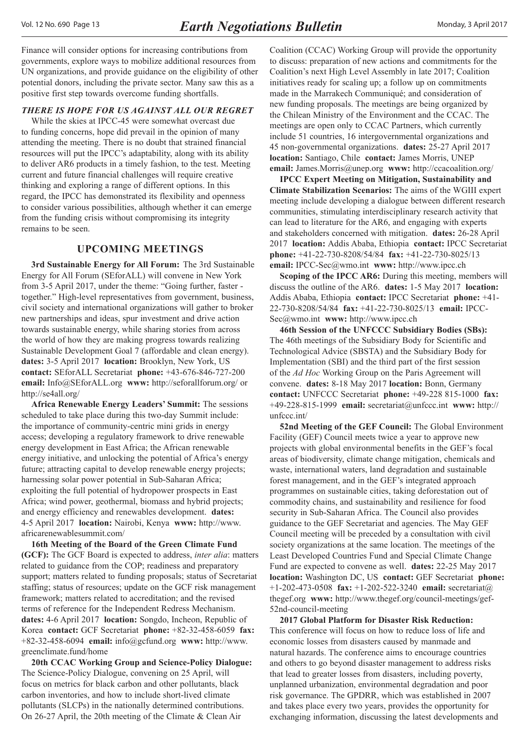Finance will consider options for increasing contributions from governments, explore ways to mobilize additional resources from UN organizations, and provide guidance on the eligibility of other potential donors, including the private sector. Many saw this as a positive first step towards overcome funding shortfalls.

### *THERE IS HOPE FOR US AGAINST ALL OUR REGRET*

While the skies at IPCC-45 were somewhat overcast due to funding concerns, hope did prevail in the opinion of many attending the meeting. There is no doubt that strained financial resources will put the IPCC's adaptability, along with its ability to deliver AR6 products in a timely fashion, to the test. Meeting current and future financial challenges will require creative thinking and exploring a range of different options. In this regard, the IPCC has demonstrated its flexibility and openness to consider various possibilities, although whether it can emerge from the funding crisis without compromising its integrity remains to be seen.

## UPCOMING MEETINGS

**3rd Sustainable Energy for All Forum:** The 3rd Sustainable Energy for All Forum (SEforALL) will convene in New York from 3-5 April 2017, under the theme: "Going further, faster - together." High-level representatives from government, business, civil society and international organizations will gather to broker new partnerships and ideas, spur investment and drive action towards sustainable energy, while sharing stories from across the world of how they are making progress towards realizing Sustainable Development Goal 7 (affordable and clean energy). **dates:** 3-5 April 2017 **location:** Brooklyn, New York, US **contact:** SEforALL Secretariat **phone:** +43-676-846-727-200 **email:** Info@SEforALL.org **www:** http://seforallforum.org/ or http://se4all.org/

**Africa Renewable Energy Leaders' Summit:** The sessions scheduled to take place during this two-day Summit include: the importance of community-centric mini grids in energy access; developing a regulatory framework to drive renewable energy development in East Africa; the African renewable energy initiative, and unlocking the potential of Africa's energy future; attracting capital to develop renewable energy projects; harnessing solar power potential in Sub-Saharan Africa; exploiting the full potential of hydropower prospects in East Africa; wind power, geothermal, biomass and hybrid projects; and energy efficiency and renewables development. **dates:** 4-5 April 2017 **location:** Nairobi, Kenya **www:** http://www.africarenewablesummit.com/

**16th Meeting of the Board of the Green Climate Fund (GCF):** The GCF Board is expected to address, *inter alia*: matters related to guidance from the COP; readiness and preparatory support; matters related to funding proposals; status of Secretariat staffing; status of resources; update on the GCF risk management framework; matters related to accreditation; and the revised terms of reference for the Independent Redress Mechanism. **dates:** 4-6 April 2017 **location:** Songdo, Incheon, Republic of Korea **contact:** GCF Secretariat **phone:** +82-32-458-6059 **fax:** +82-32-458-6094 **email:** info@gcfund.org **www:** http://www.greenclimate.fund/home

**20th CCAC Working Group and Science-Policy Dialogue:** The Science-Policy Dialogue, convening on 25 April, will focus on metrics for black carbon and other pollutants, black carbon inventories, and how to include short-lived climate pollutants (SLCPs) in the nationally determined contributions. On 26-27 April, the 20th meeting of the Climate & Clean Air Coalition (CCAC) Working Group will provide the opportunity to discuss: preparation of new actions and commitments for the Coalition's next High Level Assembly in late 2017; Coalition initiatives ready for scaling up; a follow up on commitments made in the Marrakech Communiqué; and consideration of new funding proposals. The meetings are being organized by the Chilean Ministry of the Environment and the CCAC. The meetings are open only to CCAC Partners, which currently include 51 countries, 16 intergovernmental organizations and 45 non-governmental organizations. **dates:** 25-27 April 2017 **location:** Santiago, Chile **contact:** James Morris, UNEP **email:** James.Morris@unep.org **www:** http://ccacoalition.org/

**IPCC Expert Meeting on Mitigation, Sustainability and Climate Stabilization Scenarios:** The aims of the WGIII expert meeting include developing a dialogue between different research communities, stimulating interdisciplinary research activity that can lead to literature for the AR6, and engaging with experts and stakeholders concerned with mitigation. **dates:** 26-28 April 2017 **location:** Addis Ababa, Ethiopia **contact:** IPCC Secretariat **phone:** +41-22-730-8208/54/84 **fax:** +41-22-730-8025/13 **email:** IPCC-Sec@wmo.int **www:** http://www.ipcc.ch

**Scoping of the IPCC AR6:** During this meeting, members will discuss the outline of the AR6. **dates:** 1-5 May 2017 **location:** Addis Ababa, Ethiopia **contact:** IPCC Secretariat **phone:** +41-22-730-8208/54/84 **fax:** +41-22-730-8025/13 **email:** IPCC-Sec@wmo.int **www:** http://www.ipcc.ch

**46th Session of the UNFCCC Subsidiary Bodies (SBs):** The 46th meetings of the Subsidiary Body for Scientific and Technological Advice (SBSTA) and the Subsidiary Body for Implementation (SBI) and the third part of the first session of the *Ad Hoc* Working Group on the Paris Agreement will convene. **dates:** 8-18 May 2017 **location:** Bonn, Germany **contact:** UNFCCC Secretariat **phone:** +49-228 815-1000 **fax:** +49-228-815-1999 **email:** secretariat@unfccc.int **www:** http://unfccc.int/

**52nd Meeting of the GEF Council:** The Global Environment Facility (GEF) Council meets twice a year to approve new projects with global environmental benefits in the GEF's focal areas of biodiversity, climate change mitigation, chemicals and waste, international waters, land degradation and sustainable forest management, and in the GEF's integrated approach programmes on sustainable cities, taking deforestation out of commodity chains, and sustainability and resilience for food security in Sub-Saharan Africa. The Council also provides guidance to the GEF Secretariat and agencies. The May GEF Council meeting will be preceded by a consultation with civil society organizations at the same location. The meetings of the Least Developed Countries Fund and Special Climate Change Fund are expected to convene as well. **dates:** 22-25 May 2017 **location:** Washington DC, US **contact:** GEF Secretariat **phone:** +1-202-473-0508 **fax:** +1-202-522-3240 **email:** secretariat@thegef.org **www:** http://www.thegef.org/council-meetings/gef-52nd-council-meeting

**2017 Global Platform for Disaster Risk Reduction:** This conference will focus on how to reduce loss of life and economic losses from disasters caused by manmade and natural hazards. The conference aims to encourage countries and others to go beyond disaster management to address risks that lead to greater losses from disasters, including poverty, unplanned urbanization, environmental degradation and poor risk governance. The GPDRR, which was established in 2007 and takes place every two years, provides the opportunity for exchanging information, discussing the latest developments and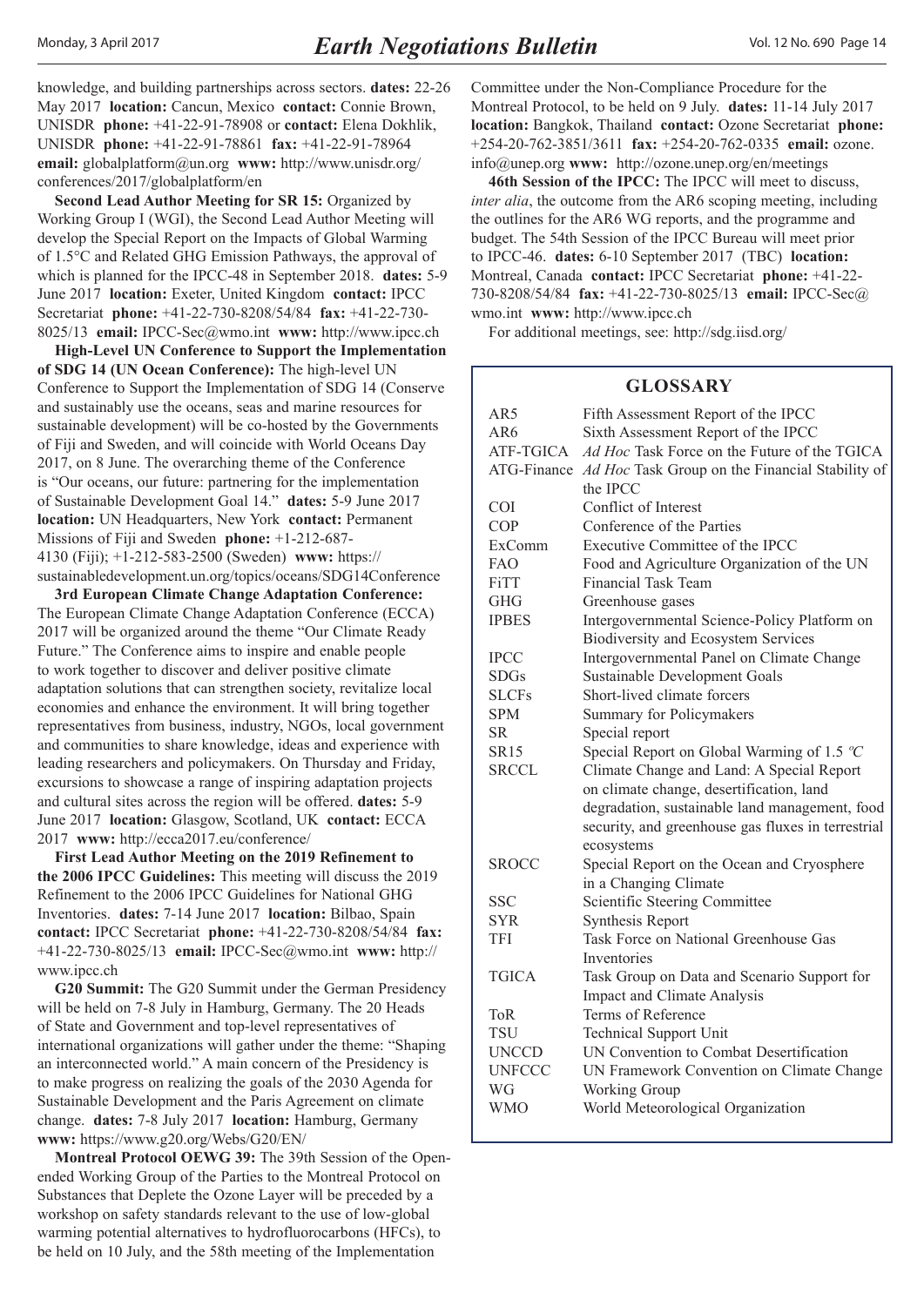knowledge, and building partnerships across sectors. **dates:** 22-26 May 2017 **location:** Cancun, Mexico **contact:** Connie Brown, UNISDR **phone:** +41-22-91-78908 or **contact:** Elena Dokhlik, UNISDR **phone:** +41-22-91-78861 **fax:** +41-22-91-78964 **email:** globalplatform@un.org **www:** http://www.unisdr.org/conferences/2017/globalplatform/en

**Second Lead Author Meeting for SR 15:** Organized by Working Group I (WGI), the Second Lead Author Meeting will develop the Special Report on the Impacts of Global Warming of 1.5°C and Related GHG Emission Pathways, the approval of which is planned for the IPCC-48 in September 2018. **dates:** 5-9 June 2017 **location:** Exeter, United Kingdom **contact:** IPCC Secretariat **phone:** +41-22-730-8208/54/84 **fax:** +41-22-730-8025/13 **email:** IPCC-Sec@wmo.int **www:** http://www.ipcc.ch

**High-Level UN Conference to Support the Implementation of SDG 14 (UN Ocean Conference):** The high-level UN Conference to Support the Implementation of SDG 14 (Conserve and sustainably use the oceans, seas and marine resources for sustainable development) will be co-hosted by the Governments of Fiji and Sweden, and will coincide with World Oceans Day 2017, on 8 June. The overarching theme of the Conference is "Our oceans, our future: partnering for the implementation of Sustainable Development Goal 14." **dates:** 5-9 June 2017 **location:** UN Headquarters, New York **contact:** Permanent Missions of Fiji and Sweden **phone:** +1-212-687-4130 (Fiji); +1-212-583-2500 (Sweden) **www:** https://sustainabledevelopment.un.org/topics/oceans/SDG14Conference

**3rd European Climate Change Adaptation Conference:** The European Climate Change Adaptation Conference (ECCA) 2017 will be organized around the theme "Our Climate Ready Future." The Conference aims to inspire and enable people to work together to discover and deliver positive climate adaptation solutions that can strengthen society, revitalize local economies and enhance the environment. It will bring together representatives from business, industry, NGOs, local government and communities to share knowledge, ideas and experience with leading researchers and policymakers. On Thursday and Friday, excursions to showcase a range of inspiring adaptation projects and cultural sites across the region will be offered. **dates:** 5-9 June 2017 **location:** Glasgow, Scotland, UK **contact:** ECCA 2017 **www:** http://ecca2017.eu/conference/

**First Lead Author Meeting on the 2019 Refinement to the 2006 IPCC Guidelines:** This meeting will discuss the 2019 Refinement to the 2006 IPCC Guidelines for National GHG Inventories. **dates:** 7-14 June 2017 **location:** Bilbao, Spain **contact:** IPCC Secretariat **phone:** +41-22-730-8208/54/84 **fax:** +41-22-730-8025/13 **email:** IPCC-Sec@wmo.int **www:** http://www.ipcc.ch

**G20 Summit:** The G20 Summit under the German Presidency will be held on 7-8 July in Hamburg, Germany. The 20 Heads of State and Government and top-level representatives of international organizations will gather under the theme: "Shaping an interconnected world." A main concern of the Presidency is to make progress on realizing the goals of the 2030 Agenda for Sustainable Development and the Paris Agreement on climate change. **dates:** 7-8 July 2017 **location:** Hamburg, Germany **www:** https://www.g20.org/Webs/G20/EN/

**Montreal Protocol OEWG 39:** The 39th Session of the Open-ended Working Group of the Parties to the Montreal Protocol on Substances that Deplete the Ozone Layer will be preceded by a workshop on safety standards relevant to the use of low-global warming potential alternatives to hydrofluorocarbons (HFCs), to be held on 10 July, and the 58th meeting of the Implementation Committee under the Non-Compliance Procedure for the Montreal Protocol, to be held on 9 July. **dates:** 11-14 July 2017 **location:** Bangkok, Thailand **contact:** Ozone Secretariat **phone:** +254-20-762-3851/3611 **fax:** +254-20-762-0335 **email:** ozone.info@unep.org **www:** http://ozone.unep.org/en/meetings

**46th Session of the IPCC:** The IPCC will meet to discuss, *inter alia*, the outcome from the AR6 scoping meeting, including the outlines for the AR6 WG reports, and the programme and budget. The 54th Session of the IPCC Bureau will meet prior to IPCC-46. **dates:** 6-10 September 2017 (TBC) **location:** Montreal, Canada **contact:** IPCC Secretariat **phone:** +41-22-730-8208/54/84 **fax:** +41-22-730-8025/13 **email:** IPCC-Sec@wmo.int **www:** http://www.ipcc.ch

For additional meetings, see: http://sdg.iisd.org/

## GLOSSARY

| | |
|---|---|
| AR5 | Fifth Assessment Report of the IPCC |
| AR6 | Sixth Assessment Report of the IPCC |
| ATF-TGICA | *Ad Hoc* Task Force on the Future of the TGICA |
| ATG-Finance | *Ad Hoc* Task Group on the Financial Stability of the IPCC |
| COI | Conflict of Interest |
| COP | Conference of the Parties |
| ExComm | Executive Committee of the IPCC |
| FAO | Food and Agriculture Organization of the UN |
| FiTT | Financial Task Team |
| GHG | Greenhouse gases |
| IPBES | Intergovernmental Science-Policy Platform on Biodiversity and Ecosystem Services |
| IPCC | Intergovernmental Panel on Climate Change |
| SDGs | Sustainable Development Goals |
| SLCFs | Short-lived climate forcers |
| SPM | Summary for Policymakers |
| SR | Special report |
| SR15 | Special Report on Global Warming of 1.5 ℃ |
| SRCCL | Climate Change and Land: A Special Report on climate change, desertification, land degradation, sustainable land management, food security, and greenhouse gas fluxes in terrestrial ecosystems |
| SROCC | Special Report on the Ocean and Cryosphere in a Changing Climate |
| SSC | Scientific Steering Committee |
| SYR | Synthesis Report |
| TFI | Task Force on National Greenhouse Gas Inventories |
| TGICA | Task Group on Data and Scenario Support for Impact and Climate Analysis |
| ToR | Terms of Reference |
| TSU | Technical Support Unit |
| UNCCD | UN Convention to Combat Desertification |
| UNFCCC | UN Framework Convention on Climate Change |
| WG | Working Group |
| WMO | World Meteorological Organization |